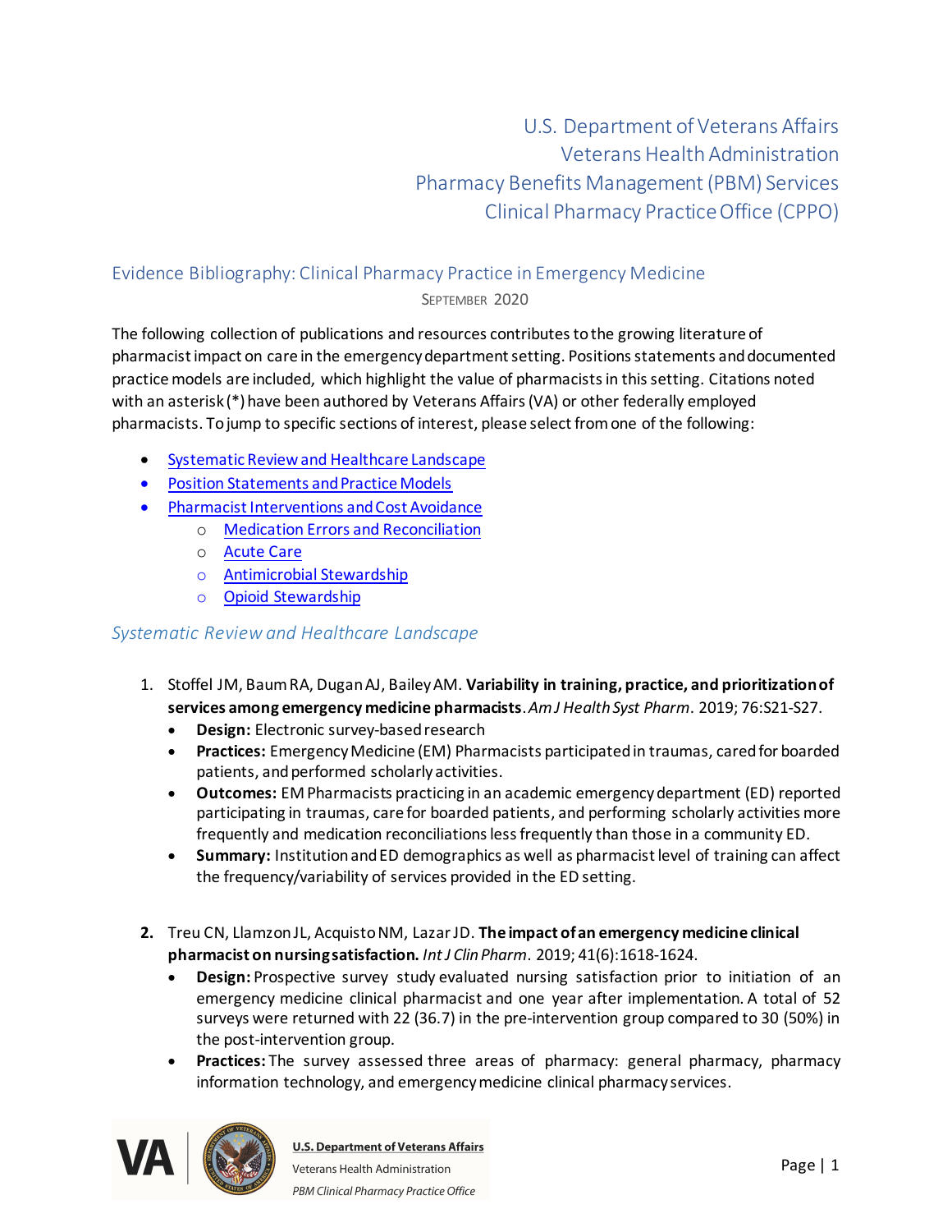U.S. Department of Veterans Affairs
Veterans Health Administration
Pharmacy Benefits Management (PBM) Services
Clinical Pharmacy Practice Office (CPPO)

## Evidence Bibliography: Clinical Pharmacy Practice in Emergency Medicine

SEPTEMBER 2020

The following collection of publications and resources contributes to the growing literature of pharmacist impact on care in the emergency department setting. Positions statements and documented practice models are included, which highlight the value of pharmacists in this setting. Citations noted with an asterisk (*) have been authored by Veterans Affairs (VA) or other federally employed pharmacists. To jump to specific sections of interest, please select from one of the following:

- Systematic Review and Healthcare Landscape
- Position Statements and Practice Models
- Pharmacist Interventions and Cost Avoidance
  - Medication Errors and Reconciliation
  - Acute Care
  - Antimicrobial Stewardship
  - Opioid Stewardship

### *Systematic Review and Healthcare Landscape*

1. Stoffel JM, Baum RA, Dugan AJ, Bailey AM. **Variability in training, practice, and prioritization of services among emergency medicine pharmacists**. *Am J Health Syst Pharm*. 2019; 76:S21-S27.
   - **Design:** Electronic survey-based research
   - **Practices:** Emergency Medicine (EM) Pharmacists participated in traumas, cared for boarded patients, and performed scholarly activities.
   - **Outcomes:** EM Pharmacists practicing in an academic emergency department (ED) reported participating in traumas, care for boarded patients, and performing scholarly activities more frequently and medication reconciliations less frequently than those in a community ED.
   - **Summary:** Institution and ED demographics as well as pharmacist level of training can affect the frequency/variability of services provided in the ED setting.

2. Treu CN, Llamzon JL, Acquisto NM, Lazar JD. **The impact of an emergency medicine clinical pharmacist on nursing satisfaction.** *Int J Clin Pharm*. 2019; 41(6):1618-1624.
   - **Design:** Prospective survey study evaluated nursing satisfaction prior to initiation of an emergency medicine clinical pharmacist and one year after implementation. A total of 52 surveys were returned with 22 (36.7) in the pre-intervention group compared to 30 (50%) in the post-intervention group.
   - **Practices:** The survey assessed three areas of pharmacy: general pharmacy, pharmacy information technology, and emergency medicine clinical pharmacy services.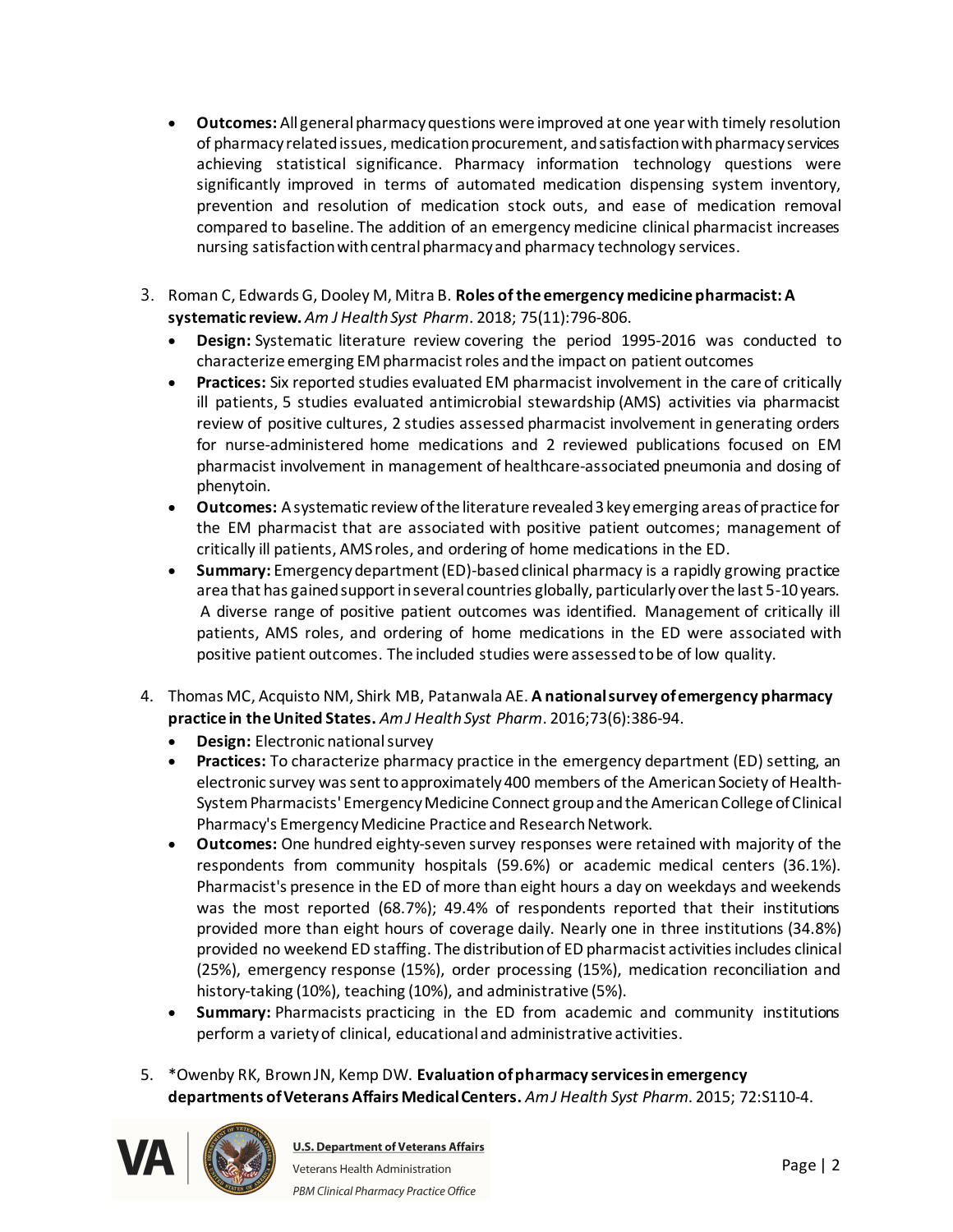- **Outcomes:** All general pharmacy questions were improved at one year with timely resolution of pharmacy related issues, medication procurement, and satisfaction with pharmacy services achieving statistical significance. Pharmacy information technology questions were significantly improved in terms of automated medication dispensing system inventory, prevention and resolution of medication stock outs, and ease of medication removal compared to baseline. The addition of an emergency medicine clinical pharmacist increases nursing satisfaction with central pharmacy and pharmacy technology services.

3. Roman C, Edwards G, Dooley M, Mitra B. **Roles of the emergency medicine pharmacist: A systematic review.** *Am J Health Syst Pharm*. 2018; 75(11):796-806.
   - **Design:** Systematic literature review covering the period 1995-2016 was conducted to characterize emerging EM pharmacist roles and the impact on patient outcomes
   - **Practices:** Six reported studies evaluated EM pharmacist involvement in the care of critically ill patients, 5 studies evaluated antimicrobial stewardship (AMS) activities via pharmacist review of positive cultures, 2 studies assessed pharmacist involvement in generating orders for nurse-administered home medications and 2 reviewed publications focused on EM pharmacist involvement in management of healthcare-associated pneumonia and dosing of phenytoin.
   - **Outcomes:** A systematic review of the literature revealed 3 key emerging areas of practice for the EM pharmacist that are associated with positive patient outcomes; management of critically ill patients, AMS roles, and ordering of home medications in the ED.
   - **Summary:** Emergency department (ED)-based clinical pharmacy is a rapidly growing practice area that has gained support in several countries globally, particularly over the last 5-10 years. A diverse range of positive patient outcomes was identified. Management of critically ill patients, AMS roles, and ordering of home medications in the ED were associated with positive patient outcomes. The included studies were assessed to be of low quality.

4. Thomas MC, Acquisto NM, Shirk MB, Patanwala AE. **A national survey of emergency pharmacy practice in the United States.** *Am J Health Syst Pharm*. 2016;73(6):386-94.
   - **Design:** Electronic national survey
   - **Practices:** To characterize pharmacy practice in the emergency department (ED) setting, an electronic survey was sent to approximately 400 members of the American Society of Health-System Pharmacists' Emergency Medicine Connect group and the American College of Clinical Pharmacy's Emergency Medicine Practice and Research Network.
   - **Outcomes:** One hundred eighty-seven survey responses were retained with majority of the respondents from community hospitals (59.6%) or academic medical centers (36.1%). Pharmacist's presence in the ED of more than eight hours a day on weekdays and weekends was the most reported (68.7%); 49.4% of respondents reported that their institutions provided more than eight hours of coverage daily. Nearly one in three institutions (34.8%) provided no weekend ED staffing. The distribution of ED pharmacist activities includes clinical (25%), emergency response (15%), order processing (15%), medication reconciliation and history-taking (10%), teaching (10%), and administrative (5%).
   - **Summary:** Pharmacists practicing in the ED from academic and community institutions perform a variety of clinical, educational and administrative activities.

5. *Owenby RK, Brown JN, Kemp DW. **Evaluation of pharmacy services in emergency departments of Veterans Affairs Medical Centers.** *Am J Health Syst Pharm*. 2015; 72:S110-4.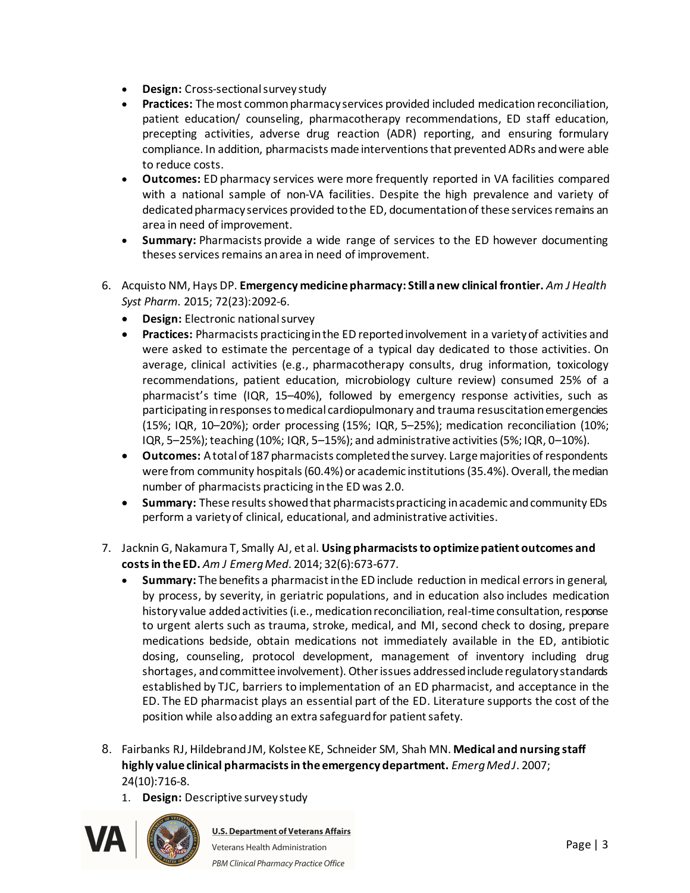- **Design:** Cross-sectional survey study
- **Practices:** The most common pharmacy services provided included medication reconciliation, patient education/ counseling, pharmacotherapy recommendations, ED staff education, precepting activities, adverse drug reaction (ADR) reporting, and ensuring formulary compliance. In addition, pharmacists made interventions that prevented ADRs and were able to reduce costs.
- **Outcomes:** ED pharmacy services were more frequently reported in VA facilities compared with a national sample of non-VA facilities. Despite the high prevalence and variety of dedicated pharmacy services provided to the ED, documentation of these services remains an area in need of improvement.
- **Summary:** Pharmacists provide a wide range of services to the ED however documenting theses services remains an area in need of improvement.

6. Acquisto NM, Hays DP. **Emergency medicine pharmacy: Still a new clinical frontier.** *Am J Health Syst Pharm*. 2015; 72(23):2092-6.
    - **Design:** Electronic national survey
    - **Practices:** Pharmacists practicing in the ED reported involvement in a variety of activities and were asked to estimate the percentage of a typical day dedicated to those activities. On average, clinical activities (e.g., pharmacotherapy consults, drug information, toxicology recommendations, patient education, microbiology culture review) consumed 25% of a pharmacist's time (IQR, 15–40%), followed by emergency response activities, such as participating in responses to medical cardiopulmonary and trauma resuscitation emergencies (15%; IQR, 10–20%); order processing (15%; IQR, 5–25%); medication reconciliation (10%; IQR, 5–25%); teaching (10%; IQR, 5–15%); and administrative activities (5%; IQR, 0–10%).
    - **Outcomes:** A total of 187 pharmacists completed the survey. Large majorities of respondents were from community hospitals (60.4%) or academic institutions (35.4%). Overall, the median number of pharmacists practicing in the ED was 2.0.
    - **Summary:** These results showed that pharmacists practicing in academic and community EDs perform a variety of clinical, educational, and administrative activities.

7. Jacknin G, Nakamura T, Smally AJ, et al. **Using pharmacists to optimize patient outcomes and costs in the ED.** *Am J Emerg Med*. 2014; 32(6):673-677.
    - **Summary:** The benefits a pharmacist in the ED include reduction in medical errors in general, by process, by severity, in geriatric populations, and in education also includes medication history value added activities (i.e., medication reconciliation, real-time consultation, response to urgent alerts such as trauma, stroke, medical, and MI, second check to dosing, prepare medications bedside, obtain medications not immediately available in the ED, antibiotic dosing, counseling, protocol development, management of inventory including drug shortages, and committee involvement). Other issues addressed include regulatory standards established by TJC, barriers to implementation of an ED pharmacist, and acceptance in the ED. The ED pharmacist plays an essential part of the ED. Literature supports the cost of the position while also adding an extra safeguard for patient safety.

8. Fairbanks RJ, Hildebrand JM, Kolstee KE, Schneider SM, Shah MN. **Medical and nursing staff highly value clinical pharmacists in the emergency department.** *Emerg Med J*. 2007; 24(10):716-8.
    1. **Design:** Descriptive survey study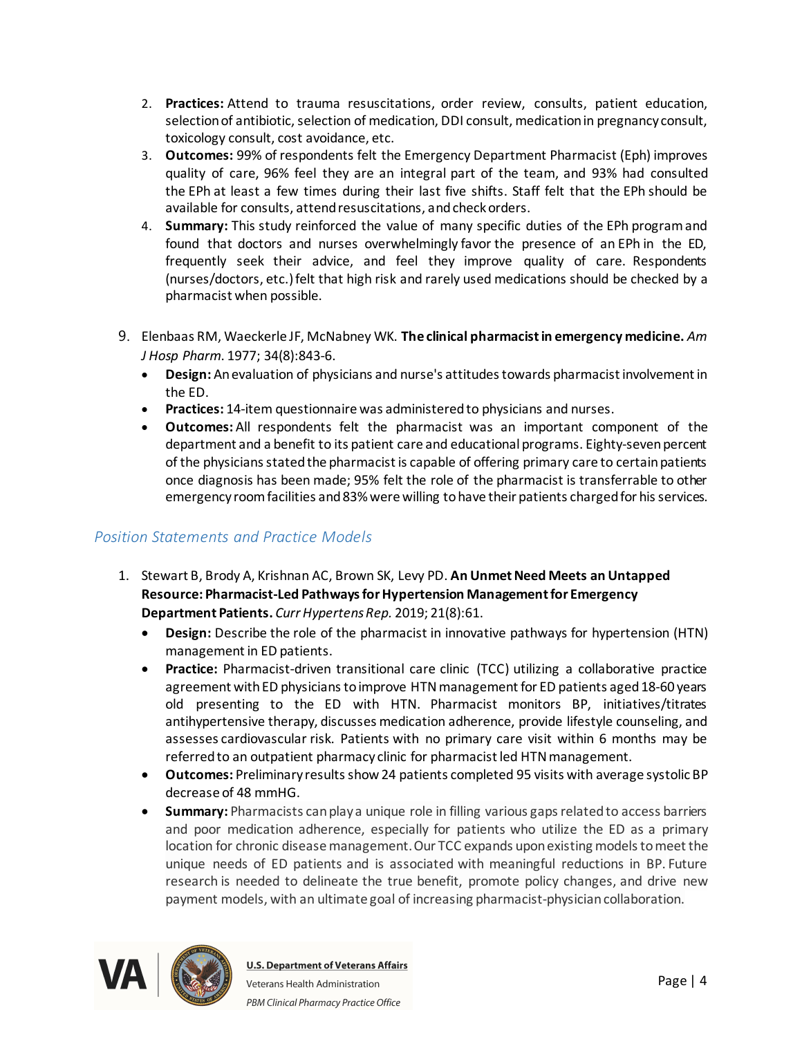2. **Practices:** Attend to trauma resuscitations, order review, consults, patient education, selection of antibiotic, selection of medication, DDI consult, medication in pregnancy consult, toxicology consult, cost avoidance, etc.
3. **Outcomes:** 99% of respondents felt the Emergency Department Pharmacist (Eph) improves quality of care, 96% feel they are an integral part of the team, and 93% had consulted the EPh at least a few times during their last five shifts. Staff felt that the EPh should be available for consults, attend resuscitations, and check orders.
4. **Summary:** This study reinforced the value of many specific duties of the EPh program and found that doctors and nurses overwhelmingly favor the presence of an EPh in the ED, frequently seek their advice, and feel they improve quality of care. Respondents (nurses/doctors, etc.) felt that high risk and rarely used medications should be checked by a pharmacist when possible.

9. Elenbaas RM, Waeckerle JF, McNabney WK. **The clinical pharmacist in emergency medicine.** *Am J Hosp Pharm*. 1977; 34(8):843-6.
   - **Design:** An evaluation of physicians and nurse's attitudes towards pharmacist involvement in the ED.
   - **Practices:** 14-item questionnaire was administered to physicians and nurses.
   - **Outcomes:** All respondents felt the pharmacist was an important component of the department and a benefit to its patient care and educational programs. Eighty-seven percent of the physicians stated the pharmacist is capable of offering primary care to certain patients once diagnosis has been made; 95% felt the role of the pharmacist is transferrable to other emergency room facilities and 83% were willing to have their patients charged for his services.

## *Position Statements and Practice Models*

1. Stewart B, Brody A, Krishnan AC, Brown SK, Levy PD. **An Unmet Need Meets an Untapped Resource: Pharmacist-Led Pathways for Hypertension Management for Emergency Department Patients.** *Curr Hypertens Rep.* 2019; 21(8):61.
   - **Design:** Describe the role of the pharmacist in innovative pathways for hypertension (HTN) management in ED patients.
   - **Practice:** Pharmacist-driven transitional care clinic (TCC) utilizing a collaborative practice agreement with ED physicians to improve HTN management for ED patients aged 18-60 years old presenting to the ED with HTN. Pharmacist monitors BP, initiatives/titrates antihypertensive therapy, discusses medication adherence, provide lifestyle counseling, and assesses cardiovascular risk. Patients with no primary care visit within 6 months may be referred to an outpatient pharmacy clinic for pharmacist led HTN management.
   - **Outcomes:** Preliminary results show 24 patients completed 95 visits with average systolic BP decrease of 48 mmHG.
   - **Summary:** Pharmacists can play a unique role in filling various gaps related to access barriers and poor medication adherence, especially for patients who utilize the ED as a primary location for chronic disease management. Our TCC expands upon existing models to meet the unique needs of ED patients and is associated with meaningful reductions in BP. Future research is needed to delineate the true benefit, promote policy changes, and drive new payment models, with an ultimate goal of increasing pharmacist-physician collaboration.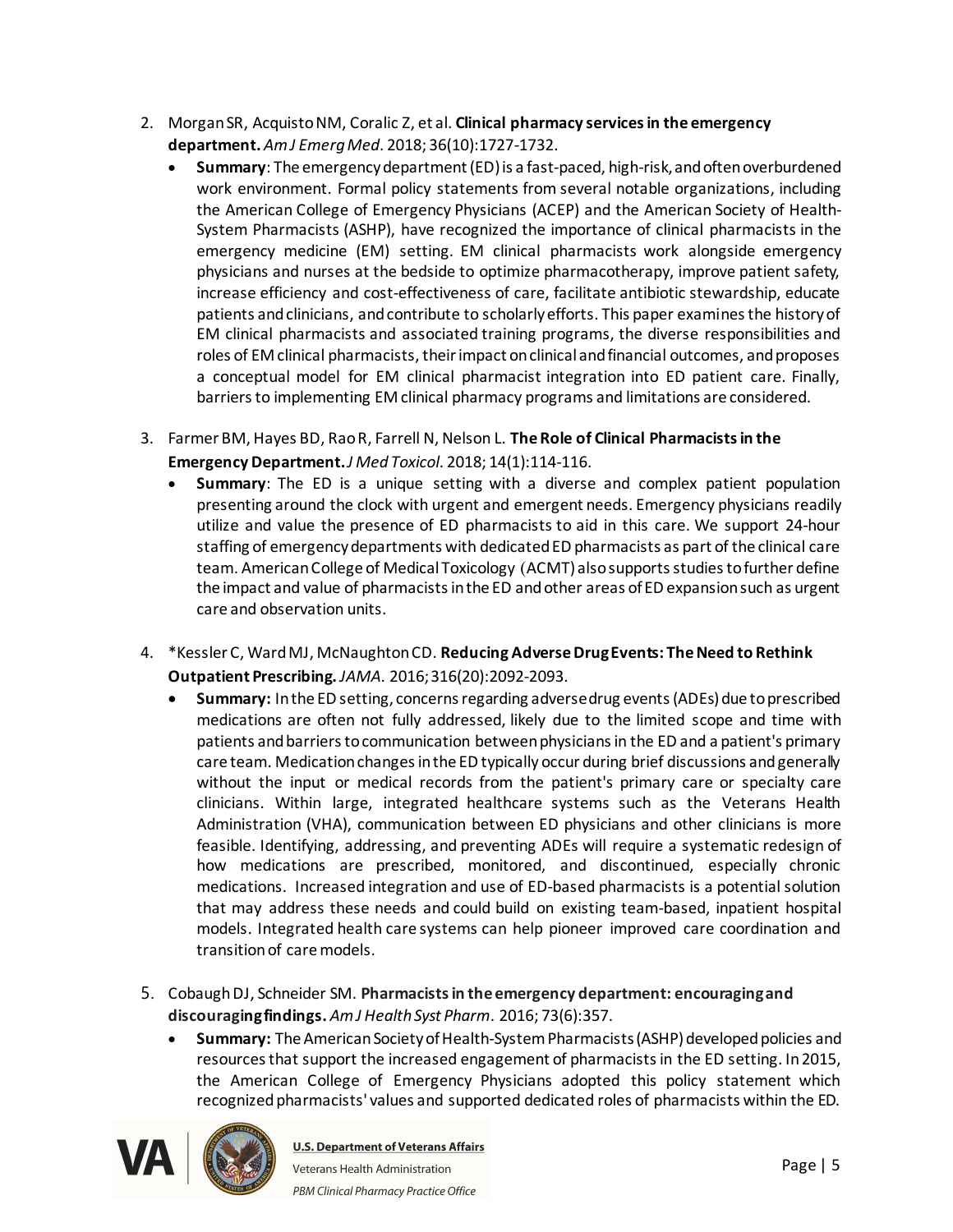2. Morgan SR, Acquisto NM, Coralic Z, et al. **Clinical pharmacy services in the emergency department.** *Am J Emerg Med*. 2018; 36(10):1727-1732.
    - **Summary**: The emergency department (ED) is a fast-paced, high-risk, and often overburdened work environment. Formal policy statements from several notable organizations, including the American College of Emergency Physicians (ACEP) and the American Society of Health-System Pharmacists (ASHP), have recognized the importance of clinical pharmacists in the emergency medicine (EM) setting. EM clinical pharmacists work alongside emergency physicians and nurses at the bedside to optimize pharmacotherapy, improve patient safety, increase efficiency and cost-effectiveness of care, facilitate antibiotic stewardship, educate patients and clinicians, and contribute to scholarly efforts. This paper examines the history of EM clinical pharmacists and associated training programs, the diverse responsibilities and roles of EM clinical pharmacists, their impact on clinical and financial outcomes, and proposes a conceptual model for EM clinical pharmacist integration into ED patient care. Finally, barriers to implementing EM clinical pharmacy programs and limitations are considered.

3. Farmer BM, Hayes BD, Rao R, Farrell N, Nelson L. **The Role of Clinical Pharmacists in the Emergency Department.** *J Med Toxicol*. 2018; 14(1):114-116.
    - **Summary**: The ED is a unique setting with a diverse and complex patient population presenting around the clock with urgent and emergent needs. Emergency physicians readily utilize and value the presence of ED pharmacists to aid in this care. We support 24-hour staffing of emergency departments with dedicated ED pharmacists as part of the clinical care team. American College of Medical Toxicology (ACMT) also supports studies to further define the impact and value of pharmacists in the ED and other areas of ED expansion such as urgent care and observation units.

4. *Kessler C, Ward MJ, McNaughton CD. **Reducing Adverse Drug Events: The Need to Rethink Outpatient Prescribing.** *JAMA*. 2016; 316(20):2092-2093.
    - **Summary:** In the ED setting, concerns regarding adverse drug events (ADEs) due to prescribed medications are often not fully addressed, likely due to the limited scope and time with patients and barriers to communication between physicians in the ED and a patient's primary care team. Medication changes in the ED typically occur during brief discussions and generally without the input or medical records from the patient's primary care or specialty care clinicians. Within large, integrated healthcare systems such as the Veterans Health Administration (VHA), communication between ED physicians and other clinicians is more feasible. Identifying, addressing, and preventing ADEs will require a systematic redesign of how medications are prescribed, monitored, and discontinued, especially chronic medications. Increased integration and use of ED-based pharmacists is a potential solution that may address these needs and could build on existing team-based, inpatient hospital models. Integrated health care systems can help pioneer improved care coordination and transition of care models.

5. Cobaugh DJ, Schneider SM. **Pharmacists in the emergency department: encouraging and discouraging findings.** *Am J Health Syst Pharm*. 2016; 73(6):357.
    - **Summary:** The American Society of Health-System Pharmacists (ASHP) developed policies and resources that support the increased engagement of pharmacists in the ED setting. In 2015, the American College of Emergency Physicians adopted this policy statement which recognized pharmacists' values and supported dedicated roles of pharmacists within the ED.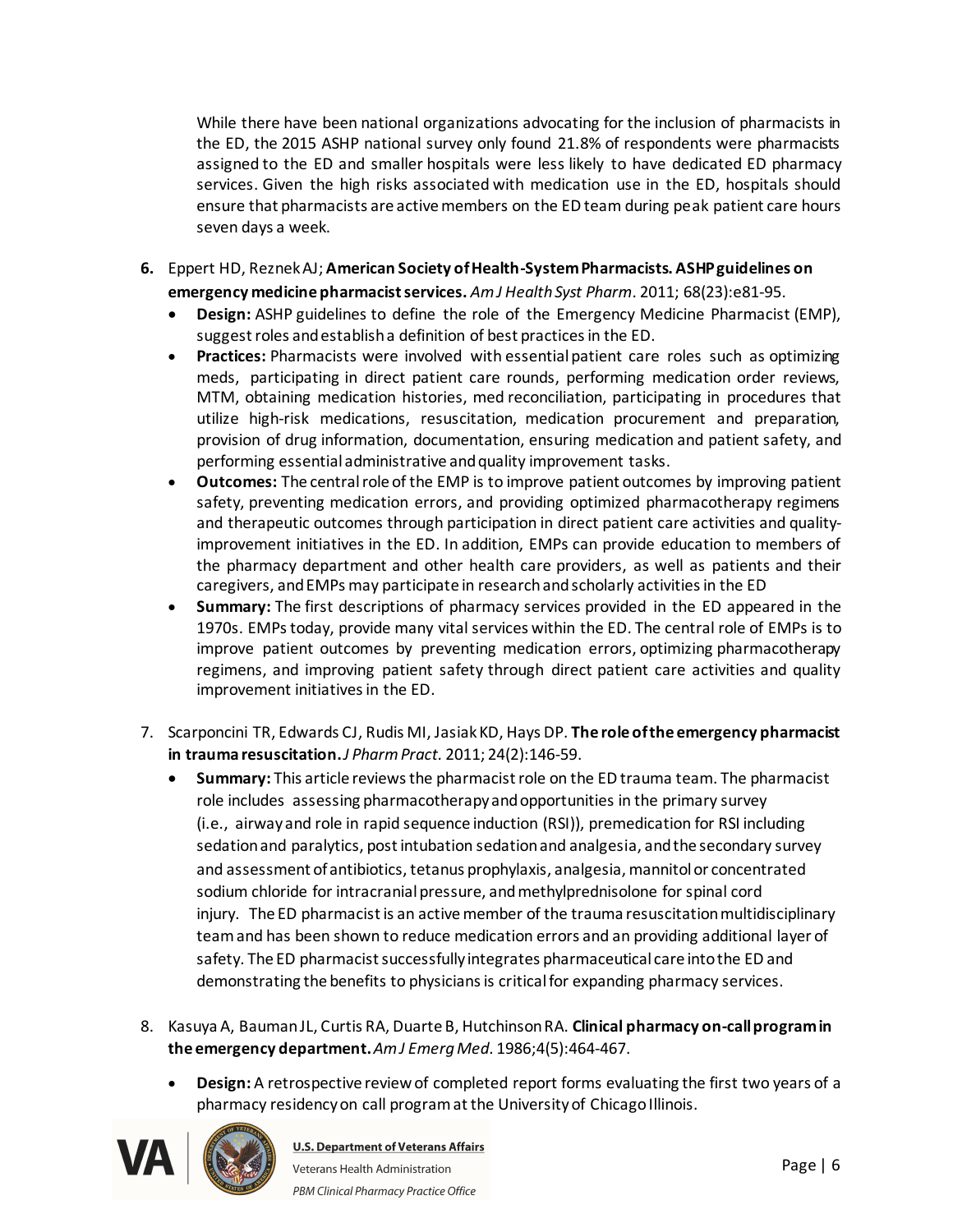While there have been national organizations advocating for the inclusion of pharmacists in the ED, the 2015 ASHP national survey only found 21.8% of respondents were pharmacists assigned to the ED and smaller hospitals were less likely to have dedicated ED pharmacy services. Given the high risks associated with medication use in the ED, hospitals should ensure that pharmacists are active members on the ED team during peak patient care hours seven days a week.

**6.** Eppert HD, Reznek AJ; **American Society of Health-System Pharmacists. ASHP guidelines on emergency medicine pharmacist services.** *Am J Health Syst Pharm*. 2011; 68(23):e81-95.

- **Design:** ASHP guidelines to define the role of the Emergency Medicine Pharmacist (EMP), suggest roles and establish a definition of best practices in the ED.
- **Practices:** Pharmacists were involved with essential patient care roles such as optimizing meds, participating in direct patient care rounds, performing medication order reviews, MTM, obtaining medication histories, med reconciliation, participating in procedures that utilize high-risk medications, resuscitation, medication procurement and preparation, provision of drug information, documentation, ensuring medication and patient safety, and performing essential administrative and quality improvement tasks.
- **Outcomes:** The central role of the EMP is to improve patient outcomes by improving patient safety, preventing medication errors, and providing optimized pharmacotherapy regimens and therapeutic outcomes through participation in direct patient care activities and quality-improvement initiatives in the ED. In addition, EMPs can provide education to members of the pharmacy department and other health care providers, as well as patients and their caregivers, and EMPs may participate in research and scholarly activities in the ED
- **Summary:** The first descriptions of pharmacy services provided in the ED appeared in the 1970s. EMPs today, provide many vital services within the ED. The central role of EMPs is to improve patient outcomes by preventing medication errors, optimizing pharmacotherapy regimens, and improving patient safety through direct patient care activities and quality improvement initiatives in the ED.

7. Scarponcini TR, Edwards CJ, Rudis MI, Jasiak KD, Hays DP. **The role of the emergency pharmacist in trauma resuscitation.** *J Pharm Pract*. 2011; 24(2):146-59.

- **Summary:** This article reviews the pharmacist role on the ED trauma team. The pharmacist role includes assessing pharmacotherapy and opportunities in the primary survey (i.e., airway and role in rapid sequence induction (RSI)), premedication for RSI including sedation and paralytics, post intubation sedation and analgesia, and the secondary survey and assessment of antibiotics, tetanus prophylaxis, analgesia, mannitol or concentrated sodium chloride for intracranial pressure, and methylprednisolone for spinal cord injury. The ED pharmacist is an active member of the trauma resuscitation multidisciplinary team and has been shown to reduce medication errors and an providing additional layer of safety. The ED pharmacist successfully integrates pharmaceutical care into the ED and demonstrating the benefits to physicians is critical for expanding pharmacy services.

8. Kasuya A, Bauman JL, Curtis RA, Duarte B, Hutchinson RA. **Clinical pharmacy on-call program in the emergency department.** *Am J Emerg Med*. 1986;4(5):464-467.

- **Design:** A retrospective review of completed report forms evaluating the first two years of a pharmacy residency on call program at the University of Chicago Illinois.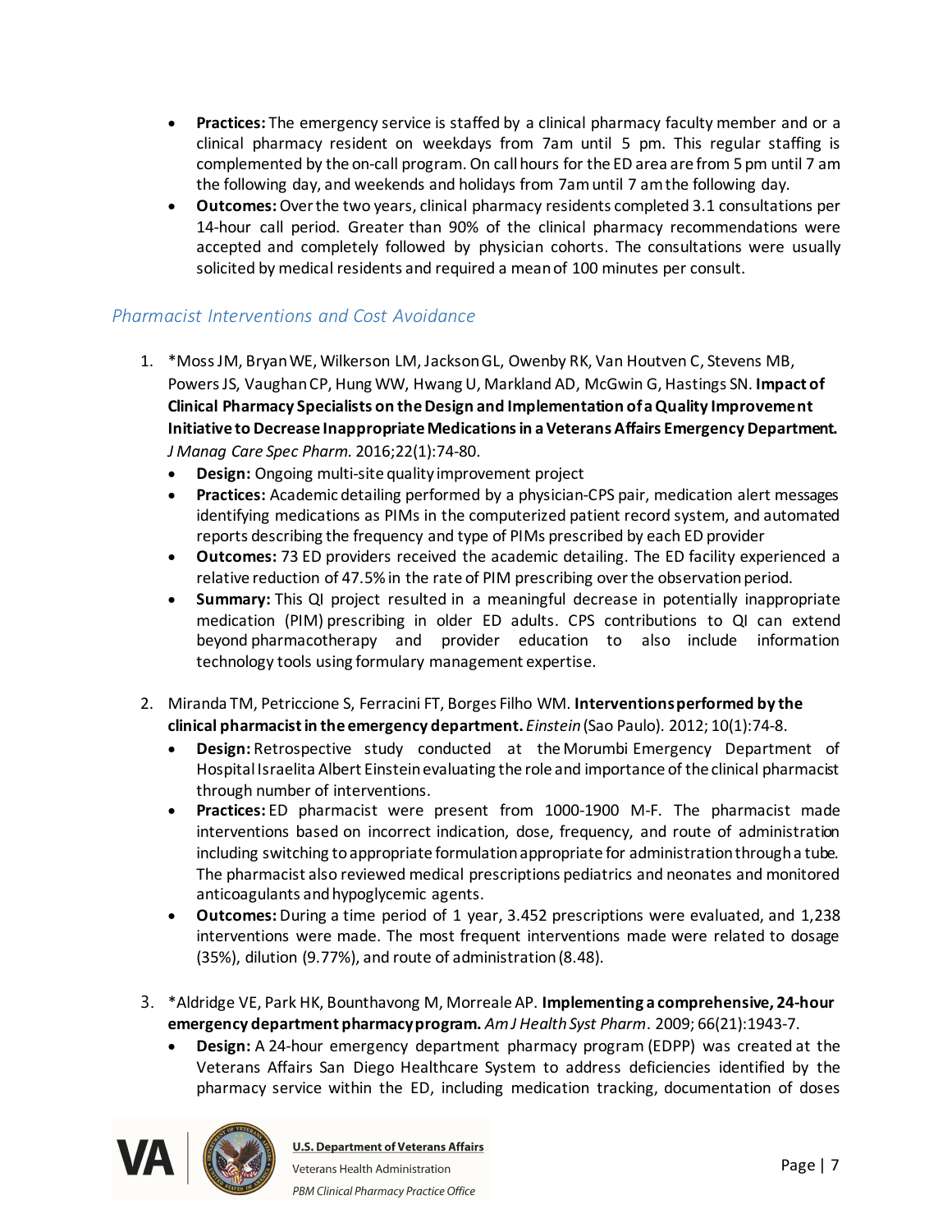- **Practices:** The emergency service is staffed by a clinical pharmacy faculty member and or a clinical pharmacy resident on weekdays from 7am until 5 pm. This regular staffing is complemented by the on-call program. On call hours for the ED area are from 5 pm until 7 am the following day, and weekends and holidays from 7am until 7 am the following day.
- **Outcomes:** Over the two years, clinical pharmacy residents completed 3.1 consultations per 14-hour call period. Greater than 90% of the clinical pharmacy recommendations were accepted and completely followed by physician cohorts. The consultations were usually solicited by medical residents and required a mean of 100 minutes per consult.

## *Pharmacist Interventions and Cost Avoidance*

1. *Moss JM, Bryan WE, Wilkerson LM, Jackson GL, Owenby RK, Van Houtven C, Stevens MB, Powers JS, Vaughan CP, Hung WW, Hwang U, Markland AD, McGwin G, Hastings SN. **Impact of Clinical Pharmacy Specialists on the Design and Implementation of a Quality Improvement Initiative to Decrease Inappropriate Medications in a Veterans Affairs Emergency Department.** *J Manag Care Spec Pharm.* 2016;22(1):74-80.
   - **Design:** Ongoing multi-site quality improvement project
   - **Practices:** Academic detailing performed by a physician-CPS pair, medication alert messages identifying medications as PIMs in the computerized patient record system, and automated reports describing the frequency and type of PIMs prescribed by each ED provider
   - **Outcomes:** 73 ED providers received the academic detailing. The ED facility experienced a relative reduction of 47.5% in the rate of PIM prescribing over the observation period.
   - **Summary:** This QI project resulted in a meaningful decrease in potentially inappropriate medication (PIM) prescribing in older ED adults. CPS contributions to QI can extend beyond pharmacotherapy and provider education to also include information technology tools using formulary management expertise.

2. Miranda TM, Petriccione S, Ferracini FT, Borges Filho WM. **Interventions performed by the clinical pharmacist in the emergency department.** *Einstein* (Sao Paulo). 2012; 10(1):74-8.
   - **Design:** Retrospective study conducted at the Morumbi Emergency Department of Hospital Israelita Albert Einstein evaluating the role and importance of the clinical pharmacist through number of interventions.
   - **Practices:** ED pharmacist were present from 1000-1900 M-F. The pharmacist made interventions based on incorrect indication, dose, frequency, and route of administration including switching to appropriate formulation appropriate for administration through a tube. The pharmacist also reviewed medical prescriptions pediatrics and neonates and monitored anticoagulants and hypoglycemic agents.
   - **Outcomes:** During a time period of 1 year, 3.452 prescriptions were evaluated, and 1,238 interventions were made. The most frequent interventions made were related to dosage (35%), dilution (9.77%), and route of administration (8.48).

3. *Aldridge VE, Park HK, Bounthavong M, Morreale AP. **Implementing a comprehensive, 24-hour emergency department pharmacy program.** *Am J Health Syst Pharm*. 2009; 66(21):1943-7.
   - **Design:** A 24-hour emergency department pharmacy program (EDPP) was created at the Veterans Affairs San Diego Healthcare System to address deficiencies identified by the pharmacy service within the ED, including medication tracking, documentation of doses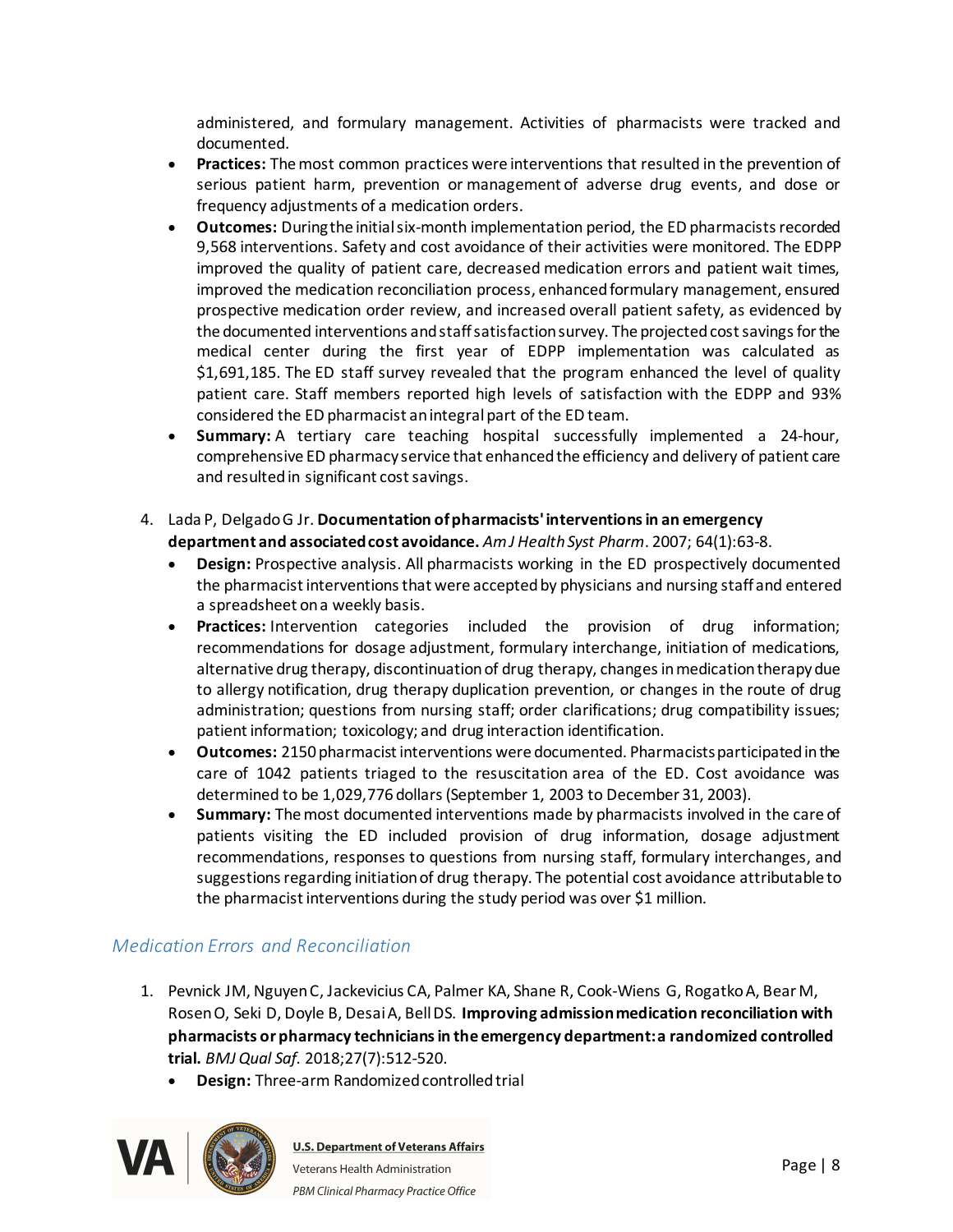administered, and formulary management. Activities of pharmacists were tracked and documented.

- **Practices:** The most common practices were interventions that resulted in the prevention of serious patient harm, prevention or management of adverse drug events, and dose or frequency adjustments of a medication orders.
- **Outcomes:** During the initial six-month implementation period, the ED pharmacists recorded 9,568 interventions. Safety and cost avoidance of their activities were monitored. The EDPP improved the quality of patient care, decreased medication errors and patient wait times, improved the medication reconciliation process, enhanced formulary management, ensured prospective medication order review, and increased overall patient safety, as evidenced by the documented interventions and staff satisfaction survey. The projected cost savings for the medical center during the first year of EDPP implementation was calculated as $1,691,185. The ED staff survey revealed that the program enhanced the level of quality patient care. Staff members reported high levels of satisfaction with the EDPP and 93% considered the ED pharmacist an integral part of the ED team.
- **Summary:** A tertiary care teaching hospital successfully implemented a 24-hour, comprehensive ED pharmacy service that enhanced the efficiency and delivery of patient care and resulted in significant cost savings.

4. Lada P, Delgado G Jr. **Documentation of pharmacists' interventions in an emergency department and associated cost avoidance.** *Am J Health Syst Pharm*. 2007; 64(1):63-8.
   - **Design:** Prospective analysis. All pharmacists working in the ED prospectively documented the pharmacist interventions that were accepted by physicians and nursing staff and entered a spreadsheet on a weekly basis.
   - **Practices:** Intervention categories included the provision of drug information; recommendations for dosage adjustment, formulary interchange, initiation of medications, alternative drug therapy, discontinuation of drug therapy, changes in medication therapy due to allergy notification, drug therapy duplication prevention, or changes in the route of drug administration; questions from nursing staff; order clarifications; drug compatibility issues; patient information; toxicology; and drug interaction identification.
   - **Outcomes:** 2150 pharmacist interventions were documented. Pharmacists participated in the care of 1042 patients triaged to the resuscitation area of the ED. Cost avoidance was determined to be 1,029,776 dollars (September 1, 2003 to December 31, 2003).
   - **Summary:** The most documented interventions made by pharmacists involved in the care of patients visiting the ED included provision of drug information, dosage adjustment recommendations, responses to questions from nursing staff, formulary interchanges, and suggestions regarding initiation of drug therapy. The potential cost avoidance attributable to the pharmacist interventions during the study period was over $1 million.

### *Medication Errors and Reconciliation*

1. Pevnick JM, Nguyen C, Jackevicius CA, Palmer KA, Shane R, Cook-Wiens G, Rogatko A, Bear M, Rosen O, Seki D, Doyle B, Desai A, Bell DS. **Improving admission medication reconciliation with pharmacists or pharmacy technicians in the emergency department: a randomized controlled trial.** *BMJ Qual Saf*. 2018;27(7):512-520.
   - **Design:** Three-arm Randomized controlled trial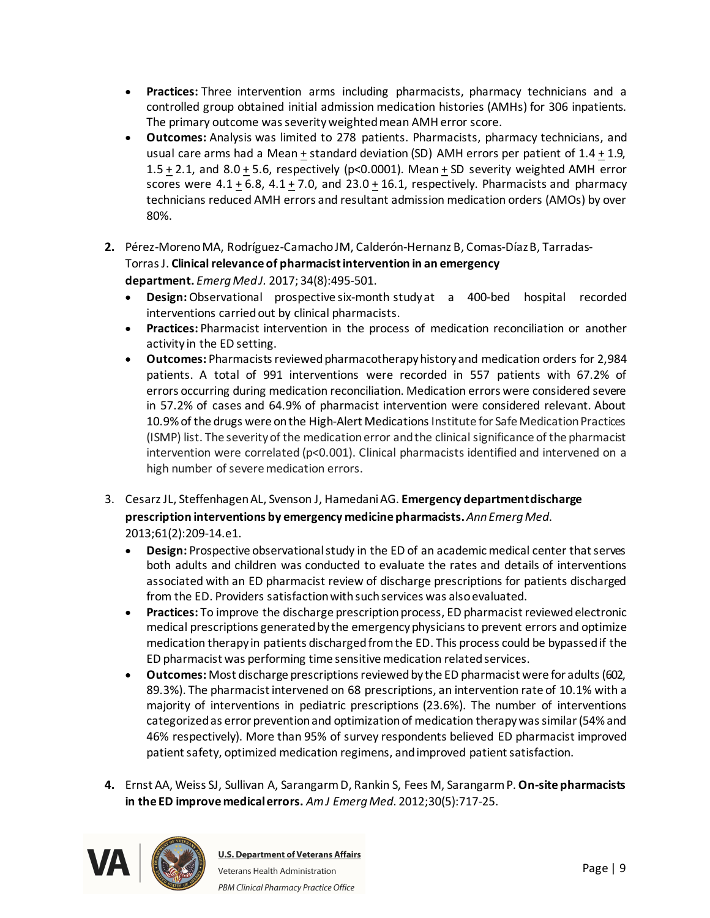- **Practices:** Three intervention arms including pharmacists, pharmacy technicians and a controlled group obtained initial admission medication histories (AMHs) for 306 inpatients. The primary outcome was severity weighted mean AMH error score.
- **Outcomes:** Analysis was limited to 278 patients. Pharmacists, pharmacy technicians, and usual care arms had a Mean ± standard deviation (SD) AMH errors per patient of 1.4 ± 1.9, 1.5 ± 2.1, and 8.0 ± 5.6, respectively ($p<0.0001$). Mean ± SD severity weighted AMH error scores were 4.1 ± 6.8, 4.1 ± 7.0, and 23.0 ± 16.1, respectively. Pharmacists and pharmacy technicians reduced AMH errors and resultant admission medication orders (AMOs) by over 80%.

**2.** Pérez-Moreno MA, Rodríguez-Camacho JM, Calderón-Hernanz B, Comas-Díaz B, Tarradas-Torras J. **Clinical relevance of pharmacist intervention in an emergency department.** *Emerg Med J*. 2017; 34(8):495-501.

- **Design:** Observational prospective six-month study at a 400-bed hospital recorded interventions carried out by clinical pharmacists.
- **Practices:** Pharmacist intervention in the process of medication reconciliation or another activity in the ED setting.
- **Outcomes:** Pharmacists reviewed pharmacotherapy history and medication orders for 2,984 patients. A total of 991 interventions were recorded in 557 patients with 67.2% of errors occurring during medication reconciliation. Medication errors were considered severe in 57.2% of cases and 64.9% of pharmacist intervention were considered relevant. About 10.9% of the drugs were on the High-Alert Medications Institute for Safe Medication Practices (ISMP) list. The severity of the medication error and the clinical significance of the pharmacist intervention were correlated ($p<0.001$). Clinical pharmacists identified and intervened on a high number of severe medication errors.

3. Cesarz JL, Steffenhagen AL, Svenson J, Hamedani AG. **Emergency department discharge prescription interventions by emergency medicine pharmacists.** *Ann Emerg Med*. 2013;61(2):209-14.e1.

- **Design:** Prospective observational study in the ED of an academic medical center that serves both adults and children was conducted to evaluate the rates and details of interventions associated with an ED pharmacist review of discharge prescriptions for patients discharged from the ED. Providers satisfaction with such services was also evaluated.
- **Practices:** To improve the discharge prescription process, ED pharmacist reviewed electronic medical prescriptions generated by the emergency physicians to prevent errors and optimize medication therapy in patients discharged from the ED. This process could be bypassed if the ED pharmacist was performing time sensitive medication related services.
- **Outcomes:** Most discharge prescriptions reviewed by the ED pharmacist were for adults (602, 89.3%). The pharmacist intervened on 68 prescriptions, an intervention rate of 10.1% with a majority of interventions in pediatric prescriptions (23.6%). The number of interventions categorized as error prevention and optimization of medication therapy was similar (54% and 46% respectively). More than 95% of survey respondents believed ED pharmacist improved patient safety, optimized medication regimens, and improved patient satisfaction.

**4.** Ernst AA, Weiss SJ, Sullivan A, Sarangarm D, Rankin S, Fees M, Sarangarm P. **On-site pharmacists in the ED improve medical errors.** *Am J Emerg Med*. 2012;30(5):717-25.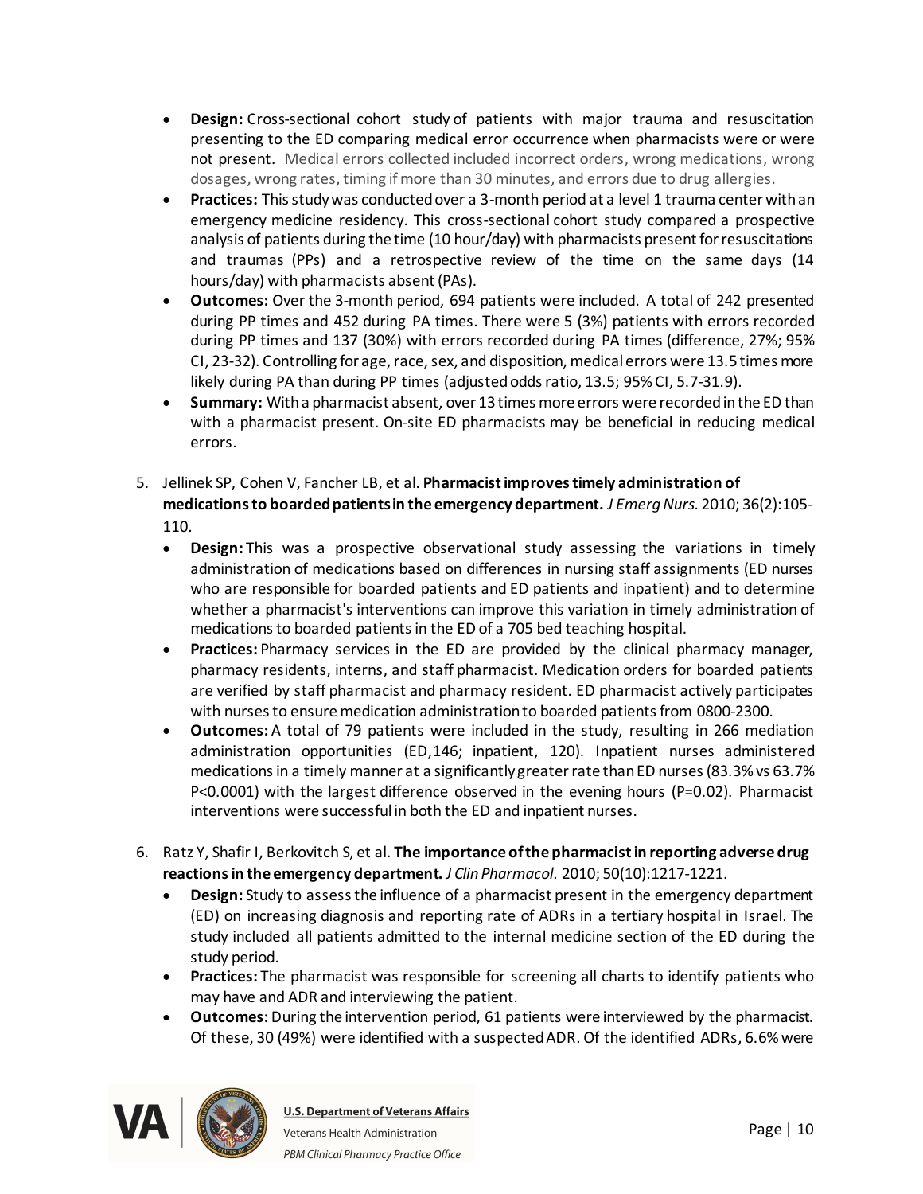- **Design:** Cross-sectional cohort study of patients with major trauma and resuscitation presenting to the ED comparing medical error occurrence when pharmacists were or were not present. Medical errors collected included incorrect orders, wrong medications, wrong dosages, wrong rates, timing if more than 30 minutes, and errors due to drug allergies.
- **Practices:** This study was conducted over a 3-month period at a level 1 trauma center with an emergency medicine residency. This cross-sectional cohort study compared a prospective analysis of patients during the time (10 hour/day) with pharmacists present for resuscitations and traumas (PPs) and a retrospective review of the time on the same days (14 hours/day) with pharmacists absent (PAs).
- **Outcomes:** Over the 3-month period, 694 patients were included. A total of 242 presented during PP times and 452 during PA times. There were 5 (3%) patients with errors recorded during PP times and 137 (30%) with errors recorded during PA times (difference, 27%; 95% CI, 23-32). Controlling for age, race, sex, and disposition, medical errors were 13.5 times more likely during PA than during PP times (adjusted odds ratio, 13.5; 95% CI, 5.7-31.9).
- **Summary:** With a pharmacist absent, over 13 times more errors were recorded in the ED than with a pharmacist present. On-site ED pharmacists may be beneficial in reducing medical errors.

5. Jellinek SP, Cohen V, Fancher LB, et al. **Pharmacist improves timely administration of medications to boarded patients in the emergency department.** *J Emerg Nurs*. 2010; 36(2):105-110.
   - **Design:** This was a prospective observational study assessing the variations in timely administration of medications based on differences in nursing staff assignments (ED nurses who are responsible for boarded patients and ED patients and inpatient) and to determine whether a pharmacist's interventions can improve this variation in timely administration of medications to boarded patients in the ED of a 705 bed teaching hospital.
   - **Practices:** Pharmacy services in the ED are provided by the clinical pharmacy manager, pharmacy residents, interns, and staff pharmacist. Medication orders for boarded patients are verified by staff pharmacist and pharmacy resident. ED pharmacist actively participates with nurses to ensure medication administration to boarded patients from 0800-2300.
   - **Outcomes:** A total of 79 patients were included in the study, resulting in 266 mediation administration opportunities (ED,146; inpatient, 120). Inpatient nurses administered medications in a timely manner at a significantly greater rate than ED nurses (83.3% vs 63.7% P<0.0001) with the largest difference observed in the evening hours (P=0.02). Pharmacist interventions were successful in both the ED and inpatient nurses.

6. Ratz Y, Shafir I, Berkovitch S, et al. **The importance of the pharmacist in reporting adverse drug reactions in the emergency department.** *J Clin Pharmacol*. 2010; 50(10):1217-1221.
   - **Design:** Study to assess the influence of a pharmacist present in the emergency department (ED) on increasing diagnosis and reporting rate of ADRs in a tertiary hospital in Israel. The study included all patients admitted to the internal medicine section of the ED during the study period.
   - **Practices:** The pharmacist was responsible for screening all charts to identify patients who may have and ADR and interviewing the patient.
   - **Outcomes:** During the intervention period, 61 patients were interviewed by the pharmacist. Of these, 30 (49%) were identified with a suspected ADR. Of the identified ADRs, 6.6% were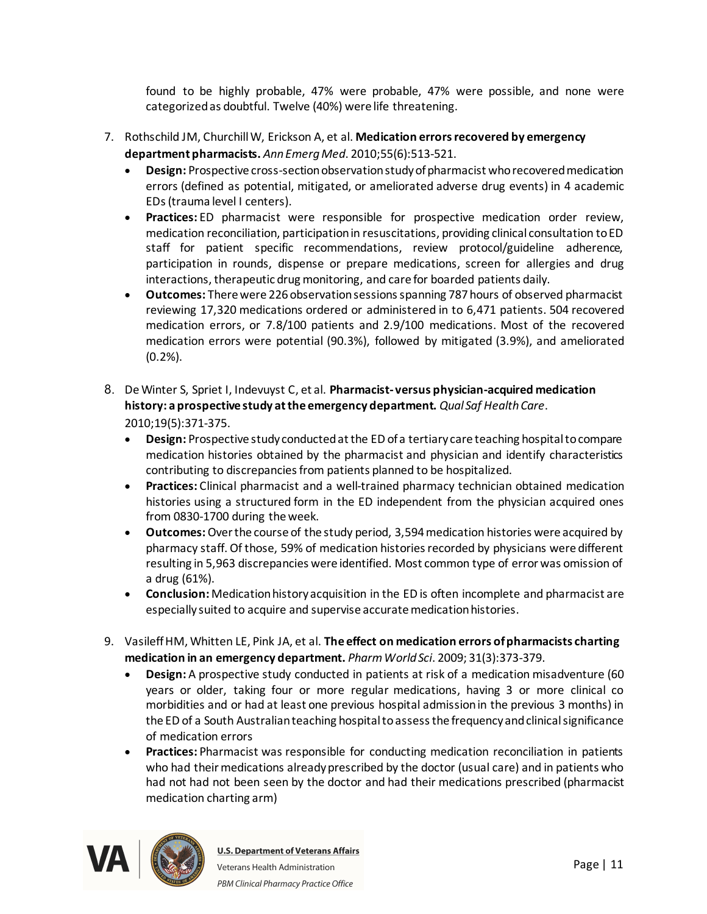found to be highly probable, 47% were probable, 47% were possible, and none were categorized as doubtful. Twelve (40%) were life threatening.

7. Rothschild JM, Churchill W, Erickson A, et al. **Medication errors recovered by emergency department pharmacists.** *Ann Emerg Med*. 2010;55(6):513-521.
   - **Design:** Prospective cross-section observation study of pharmacist who recovered medication errors (defined as potential, mitigated, or ameliorated adverse drug events) in 4 academic EDs (trauma level I centers).
   - **Practices:** ED pharmacist were responsible for prospective medication order review, medication reconciliation, participation in resuscitations, providing clinical consultation to ED staff for patient specific recommendations, review protocol/guideline adherence, participation in rounds, dispense or prepare medications, screen for allergies and drug interactions, therapeutic drug monitoring, and care for boarded patients daily.
   - **Outcomes:** There were 226 observation sessions spanning 787 hours of observed pharmacist reviewing 17,320 medications ordered or administered in to 6,471 patients. 504 recovered medication errors, or 7.8/100 patients and 2.9/100 medications. Most of the recovered medication errors were potential (90.3%), followed by mitigated (3.9%), and ameliorated (0.2%).

8. De Winter S, Spriet I, Indevuyst C, et al. **Pharmacist- versus physician-acquired medication history: a prospective study at the emergency department.** *Qual Saf Health Care*. 2010;19(5):371-375.
   - **Design:** Prospective study conducted at the ED of a tertiary care teaching hospital to compare medication histories obtained by the pharmacist and physician and identify characteristics contributing to discrepancies from patients planned to be hospitalized.
   - **Practices:** Clinical pharmacist and a well-trained pharmacy technician obtained medication histories using a structured form in the ED independent from the physician acquired ones from 0830-1700 during the week.
   - **Outcomes:** Over the course of the study period, 3,594 medication histories were acquired by pharmacy staff. Of those, 59% of medication histories recorded by physicians were different resulting in 5,963 discrepancies were identified. Most common type of error was omission of a drug (61%).
   - **Conclusion:** Medication history acquisition in the ED is often incomplete and pharmacist are especially suited to acquire and supervise accurate medication histories.

9. Vasileff HM, Whitten LE, Pink JA, et al. **The effect on medication errors of pharmacists charting medication in an emergency department.** *Pharm World Sci*. 2009; 31(3):373-379.
   - **Design:** A prospective study conducted in patients at risk of a medication misadventure (60 years or older, taking four or more regular medications, having 3 or more clinical co morbidities and or had at least one previous hospital admission in the previous 3 months) in the ED of a South Australian teaching hospital to assess the frequency and clinical significance of medication errors
   - **Practices:** Pharmacist was responsible for conducting medication reconciliation in patients who had their medications already prescribed by the doctor (usual care) and in patients who had not had not been seen by the doctor and had their medications prescribed (pharmacist medication charting arm)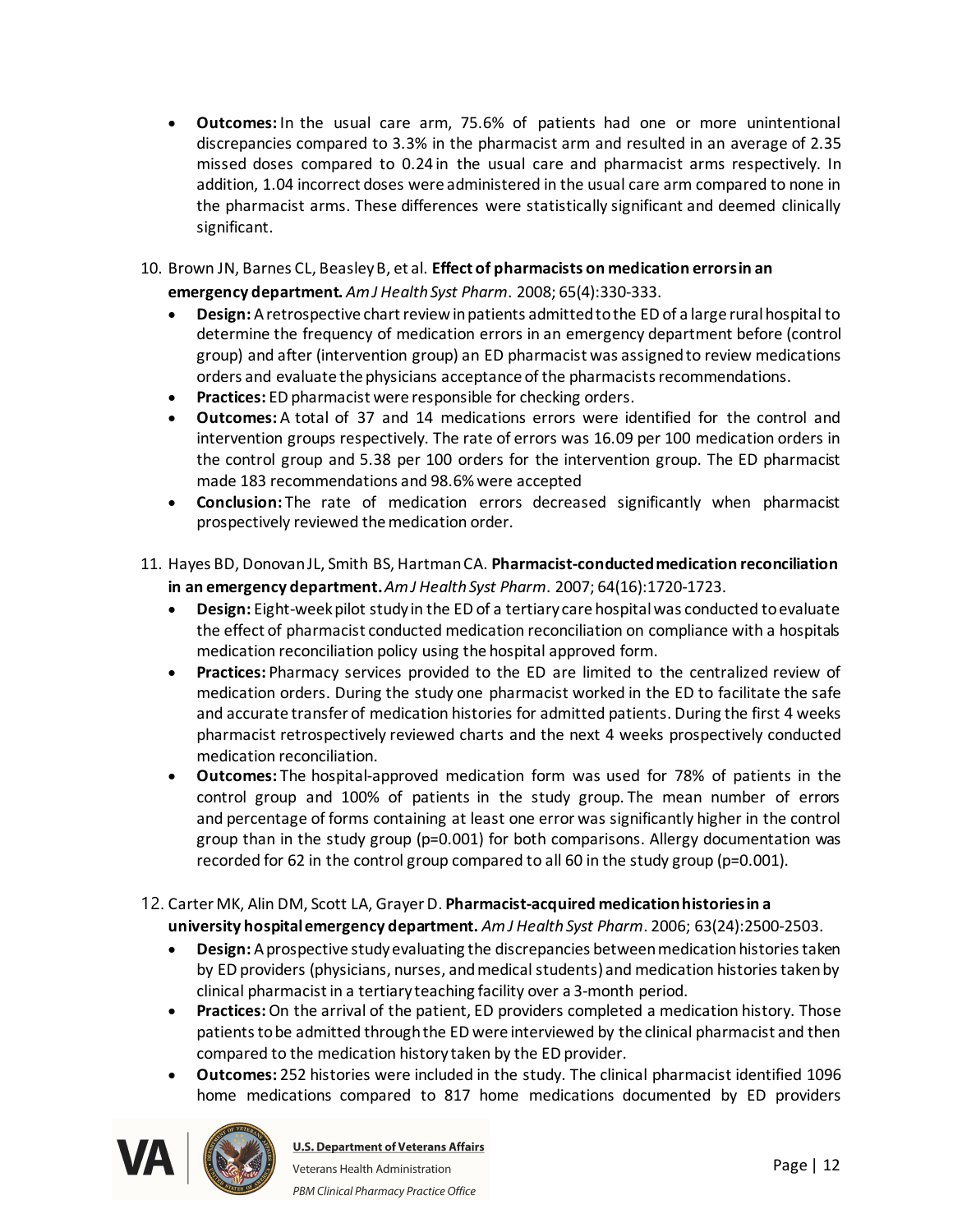- **Outcomes:** In the usual care arm, 75.6% of patients had one or more unintentional discrepancies compared to 3.3% in the pharmacist arm and resulted in an average of 2.35 missed doses compared to 0.24 in the usual care and pharmacist arms respectively. In addition, 1.04 incorrect doses were administered in the usual care arm compared to none in the pharmacist arms. These differences were statistically significant and deemed clinically significant.

10. Brown JN, Barnes CL, Beasley B, et al. **Effect of pharmacists on medication errors in an emergency department.** *Am J Health Syst Pharm*. 2008; 65(4):330-333.
    - **Design:** A retrospective chart review in patients admitted to the ED of a large rural hospital to determine the frequency of medication errors in an emergency department before (control group) and after (intervention group) an ED pharmacist was assigned to review medications orders and evaluate the physicians acceptance of the pharmacists recommendations.
    - **Practices:** ED pharmacist were responsible for checking orders.
    - **Outcomes:** A total of 37 and 14 medications errors were identified for the control and intervention groups respectively. The rate of errors was 16.09 per 100 medication orders in the control group and 5.38 per 100 orders for the intervention group. The ED pharmacist made 183 recommendations and 98.6% were accepted
    - **Conclusion:** The rate of medication errors decreased significantly when pharmacist prospectively reviewed the medication order.

11. Hayes BD, Donovan JL, Smith BS, Hartman CA. **Pharmacist-conducted medication reconciliation in an emergency department.** *Am J Health Syst Pharm*. 2007; 64(16):1720-1723.
    - **Design:** Eight-week pilot study in the ED of a tertiary care hospital was conducted to evaluate the effect of pharmacist conducted medication reconciliation on compliance with a hospitals medication reconciliation policy using the hospital approved form.
    - **Practices:** Pharmacy services provided to the ED are limited to the centralized review of medication orders. During the study one pharmacist worked in the ED to facilitate the safe and accurate transfer of medication histories for admitted patients. During the first 4 weeks pharmacist retrospectively reviewed charts and the next 4 weeks prospectively conducted medication reconciliation.
    - **Outcomes:** The hospital-approved medication form was used for 78% of patients in the control group and 100% of patients in the study group. The mean number of errors and percentage of forms containing at least one error was significantly higher in the control group than in the study group (p=0.001) for both comparisons. Allergy documentation was recorded for 62 in the control group compared to all 60 in the study group (p=0.001).

12. Carter MK, Alin DM, Scott LA, Grayer D. **Pharmacist-acquired medication histories in a university hospital emergency department.** *Am J Health Syst Pharm*. 2006; 63(24):2500-2503.
    - **Design:** A prospective study evaluating the discrepancies between medication histories taken by ED providers (physicians, nurses, and medical students) and medication histories taken by clinical pharmacist in a tertiary teaching facility over a 3-month period.
    - **Practices:** On the arrival of the patient, ED providers completed a medication history. Those patients to be admitted through the ED were interviewed by the clinical pharmacist and then compared to the medication history taken by the ED provider.
    - **Outcomes:** 252 histories were included in the study. The clinical pharmacist identified 1096 home medications compared to 817 home medications documented by ED providers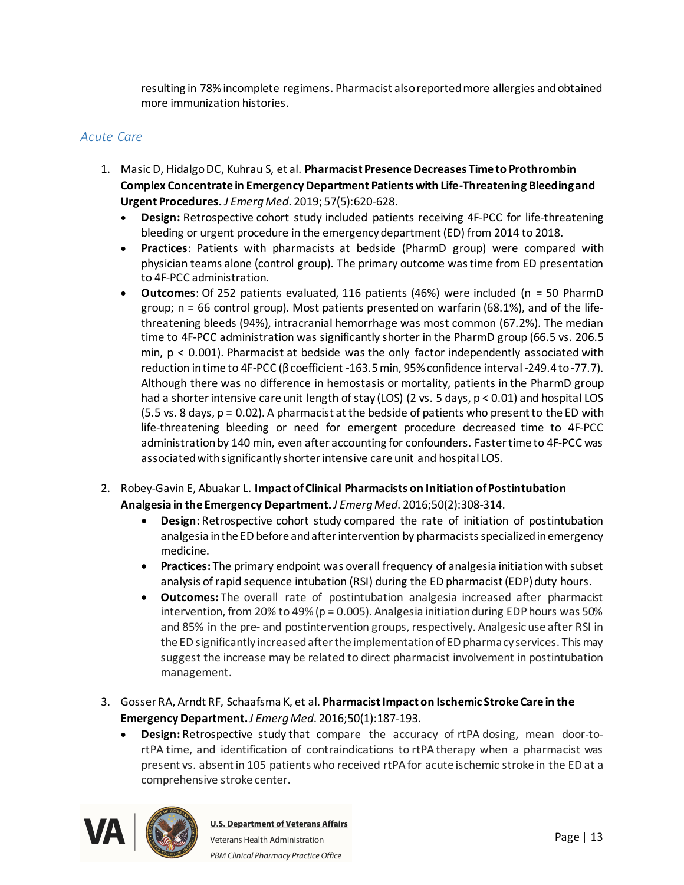resulting in 78% incomplete regimens. Pharmacist also reported more allergies and obtained more immunization histories.

### *Acute Care*

1. Masic D, Hidalgo DC, Kuhrau S, et al. **Pharmacist Presence Decreases Time to Prothrombin Complex Concentrate in Emergency Department Patients with Life-Threatening Bleeding and Urgent Procedures.** *J Emerg Med*. 2019; 57(5):620-628.
   - **Design:** Retrospective cohort study included patients receiving 4F-PCC for life-threatening bleeding or urgent procedure in the emergency department (ED) from 2014 to 2018.
   - **Practices**: Patients with pharmacists at bedside (PharmD group) were compared with physician teams alone (control group). The primary outcome was time from ED presentation to 4F-PCC administration.
   - **Outcomes**: Of 252 patients evaluated, 116 patients (46%) were included (n = 50 PharmD group; n = 66 control group). Most patients presented on warfarin (68.1%), and of the life-threatening bleeds (94%), intracranial hemorrhage was most common (67.2%). The median time to 4F-PCC administration was significantly shorter in the PharmD group (66.5 vs. 206.5 min, $p < 0.001$). Pharmacist at bedside was the only factor independently associated with reduction in time to 4F-PCC (β coefficient -163.5 min, 95% confidence interval -249.4 to -77.7). Although there was no difference in hemostasis or mortality, patients in the PharmD group had a shorter intensive care unit length of stay (LOS) (2 vs. 5 days, $p < 0.01$) and hospital LOS (5.5 vs. 8 days, $p = 0.02$). A pharmacist at the bedside of patients who present to the ED with life-threatening bleeding or need for emergent procedure decreased time to 4F-PCC administration by 140 min, even after accounting for confounders. Faster time to 4F-PCC was associated with significantly shorter intensive care unit and hospital LOS.

2. Robey-Gavin E, Abuakar L. **Impact of Clinical Pharmacists on Initiation of Postintubation Analgesia in the Emergency Department.** *J Emerg Med*. 2016;50(2):308-314.
   - **Design:** Retrospective cohort study compared the rate of initiation of postintubation analgesia in the ED before and after intervention by pharmacists specialized in emergency medicine.
   - **Practices:** The primary endpoint was overall frequency of analgesia initiation with subset analysis of rapid sequence intubation (RSI) during the ED pharmacist (EDP) duty hours.
   - **Outcomes:** The overall rate of postintubation analgesia increased after pharmacist intervention, from 20% to 49% ($p = 0.005$). Analgesia initiation during EDP hours was 50% and 85% in the pre- and postintervention groups, respectively. Analgesic use after RSI in the ED significantly increased after the implementation of ED pharmacy services. This may suggest the increase may be related to direct pharmacist involvement in postintubation management.

3. Gosser RA, Arndt RF, Schaafsma K, et al. **Pharmacist Impact on Ischemic Stroke Care in the Emergency Department.** *J Emerg Med*. 2016;50(1):187-193.
   - **Design:** Retrospective study that compare the accuracy of rtPA dosing, mean door-to-rtPA time, and identification of contraindications to rtPA therapy when a pharmacist was present vs. absent in 105 patients who received rtPA for acute ischemic stroke in the ED at a comprehensive stroke center.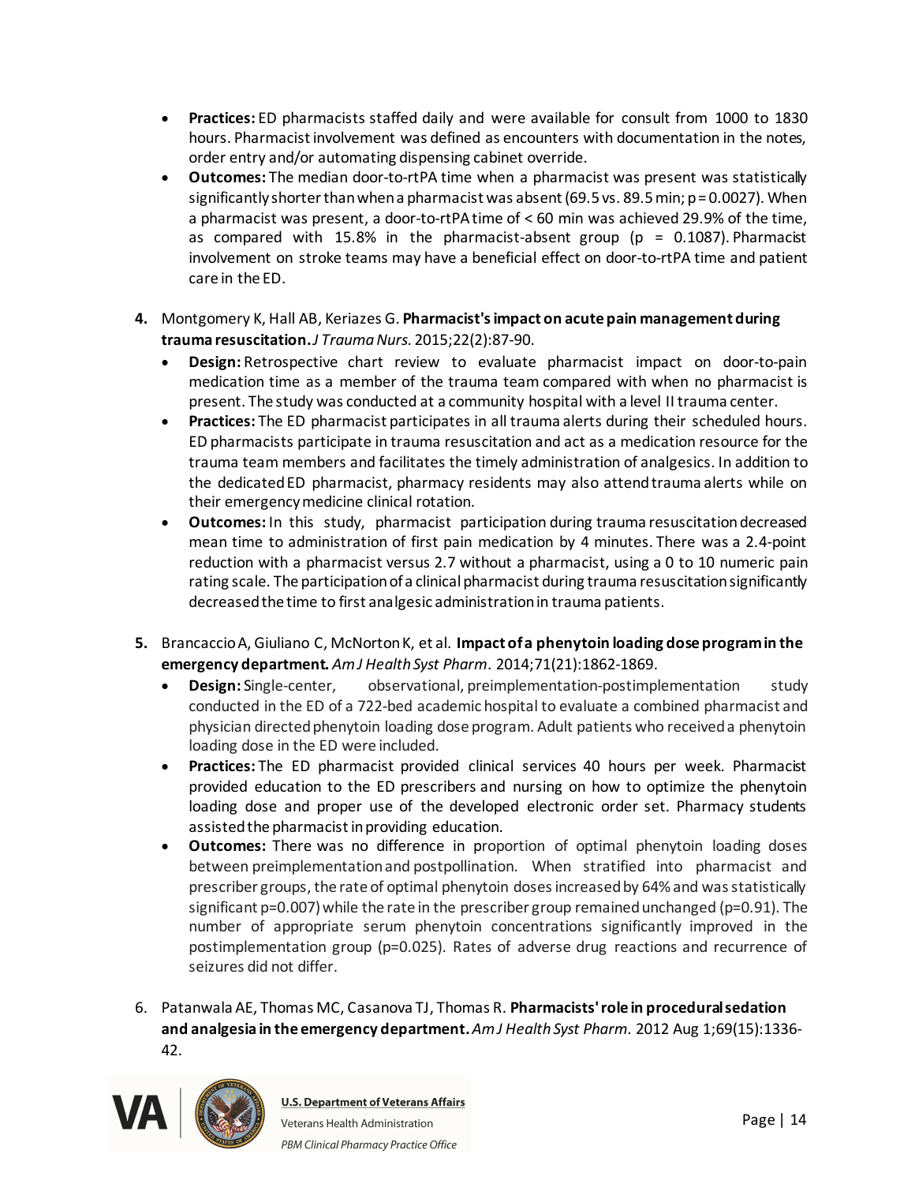- **Practices:** ED pharmacists staffed daily and were available for consult from 1000 to 1830 hours. Pharmacist involvement was defined as encounters with documentation in the notes, order entry and/or automating dispensing cabinet override.
- **Outcomes:** The median door-to-rtPA time when a pharmacist was present was statistically significantly shorter than when a pharmacist was absent (69.5 vs. 89.5 min; p = 0.0027). When a pharmacist was present, a door-to-rtPA time of < 60 min was achieved 29.9% of the time, as compared with 15.8% in the pharmacist-absent group (p = 0.1087). Pharmacist involvement on stroke teams may have a beneficial effect on door-to-rtPA time and patient care in the ED.

4. Montgomery K, Hall AB, Keriazes G. **Pharmacist's impact on acute pain management during trauma resuscitation.** *J Trauma Nurs.* 2015;22(2):87-90.
   - **Design:** Retrospective chart review to evaluate pharmacist impact on door-to-pain medication time as a member of the trauma team compared with when no pharmacist is present. The study was conducted at a community hospital with a level II trauma center.
   - **Practices:** The ED pharmacist participates in all trauma alerts during their scheduled hours. ED pharmacists participate in trauma resuscitation and act as a medication resource for the trauma team members and facilitates the timely administration of analgesics. In addition to the dedicated ED pharmacist, pharmacy residents may also attend trauma alerts while on their emergency medicine clinical rotation.
   - **Outcomes:** In this study, pharmacist participation during trauma resuscitation decreased mean time to administration of first pain medication by 4 minutes. There was a 2.4-point reduction with a pharmacist versus 2.7 without a pharmacist, using a 0 to 10 numeric pain rating scale. The participation of a clinical pharmacist during trauma resuscitation significantly decreased the time to first analgesic administration in trauma patients.

5. Brancaccio A, Giuliano C, McNorton K, et al. **Impact of a phenytoin loading dose program in the emergency department.** *Am J Health Syst Pharm.* 2014;71(21):1862-1869.
   - **Design:** Single-center, observational, preimplementation-postimplementation study conducted in the ED of a 722-bed academic hospital to evaluate a combined pharmacist and physician directed phenytoin loading dose program. Adult patients who received a phenytoin loading dose in the ED were included.
   - **Practices:** The ED pharmacist provided clinical services 40 hours per week. Pharmacist provided education to the ED prescribers and nursing on how to optimize the phenytoin loading dose and proper use of the developed electronic order set. Pharmacy students assisted the pharmacist in providing education.
   - **Outcomes:** There was no difference in proportion of optimal phenytoin loading doses between preimplementation and postpollination. When stratified into pharmacist and prescriber groups, the rate of optimal phenytoin doses increased by 64% and was statistically significant p=0.007) while the rate in the prescriber group remained unchanged (p=0.91). The number of appropriate serum phenytoin concentrations significantly improved in the postimplementation group (p=0.025). Rates of adverse drug reactions and recurrence of seizures did not differ.

6. Patanwala AE, Thomas MC, Casanova TJ, Thomas R. **Pharmacists' role in procedural sedation and analgesia in the emergency department.** *Am J Health Syst Pharm.* 2012 Aug 1;69(15):1336-42.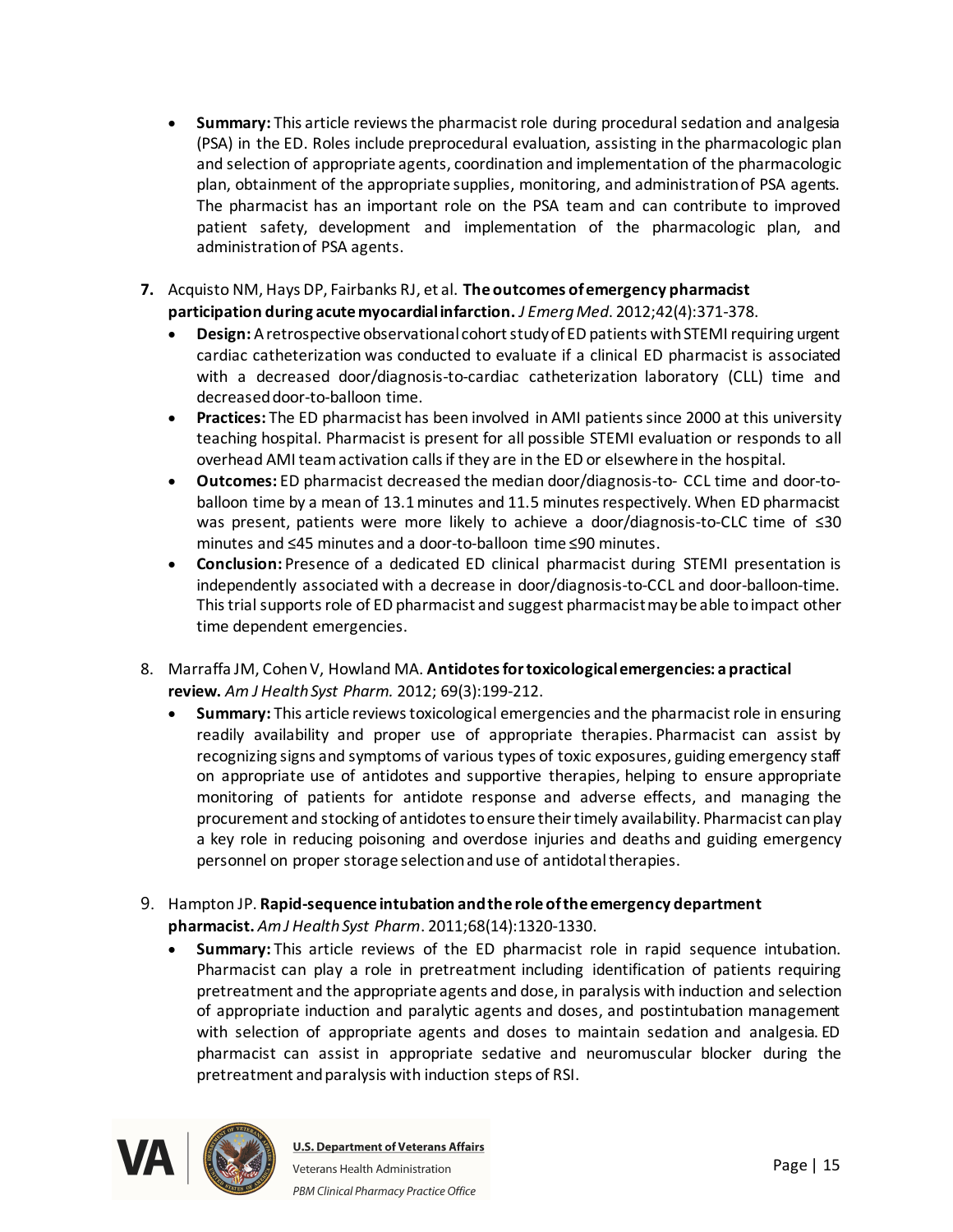- **Summary:** This article reviews the pharmacist role during procedural sedation and analgesia (PSA) in the ED. Roles include preprocedural evaluation, assisting in the pharmacologic plan and selection of appropriate agents, coordination and implementation of the pharmacologic plan, obtainment of the appropriate supplies, monitoring, and administration of PSA agents. The pharmacist has an important role on the PSA team and can contribute to improved patient safety, development and implementation of the pharmacologic plan, and administration of PSA agents.

7. Acquisto NM, Hays DP, Fairbanks RJ, et al. **The outcomes of emergency pharmacist participation during acute myocardial infarction.** *J Emerg Med*. 2012;42(4):371-378.
   - **Design:** A retrospective observational cohort study of ED patients with STEMI requiring urgent cardiac catheterization was conducted to evaluate if a clinical ED pharmacist is associated with a decreased door/diagnosis-to-cardiac catheterization laboratory (CLL) time and decreased door-to-balloon time.
   - **Practices:** The ED pharmacist has been involved in AMI patients since 2000 at this university teaching hospital. Pharmacist is present for all possible STEMI evaluation or responds to all overhead AMI team activation calls if they are in the ED or elsewhere in the hospital.
   - **Outcomes:** ED pharmacist decreased the median door/diagnosis-to- CCL time and door-to-balloon time by a mean of 13.1 minutes and 11.5 minutes respectively. When ED pharmacist was present, patients were more likely to achieve a door/diagnosis-to-CLC time of ≤30 minutes and ≤45 minutes and a door-to-balloon time ≤90 minutes.
   - **Conclusion:** Presence of a dedicated ED clinical pharmacist during STEMI presentation is independently associated with a decrease in door/diagnosis-to-CCL and door-balloon-time. This trial supports role of ED pharmacist and suggest pharmacist may be able to impact other time dependent emergencies.

8. Marraffa JM, Cohen V, Howland MA. **Antidotes for toxicological emergencies: a practical review.** *Am J Health Syst Pharm.* 2012; 69(3):199-212.
   - **Summary:** This article reviews toxicological emergencies and the pharmacist role in ensuring readily availability and proper use of appropriate therapies. Pharmacist can assist by recognizing signs and symptoms of various types of toxic exposures, guiding emergency staff on appropriate use of antidotes and supportive therapies, helping to ensure appropriate monitoring of patients for antidote response and adverse effects, and managing the procurement and stocking of antidotes to ensure their timely availability. Pharmacist can play a key role in reducing poisoning and overdose injuries and deaths and guiding emergency personnel on proper storage selection and use of antidotal therapies.

9. Hampton JP. **Rapid-sequence intubation and the role of the emergency department pharmacist.** *Am J Health Syst Pharm*. 2011;68(14):1320-1330.
   - **Summary:** This article reviews of the ED pharmacist role in rapid sequence intubation. Pharmacist can play a role in pretreatment including identification of patients requiring pretreatment and the appropriate agents and dose, in paralysis with induction and selection of appropriate induction and paralytic agents and doses, and postintubation management with selection of appropriate agents and doses to maintain sedation and analgesia. ED pharmacist can assist in appropriate sedative and neuromuscular blocker during the pretreatment and paralysis with induction steps of RSI.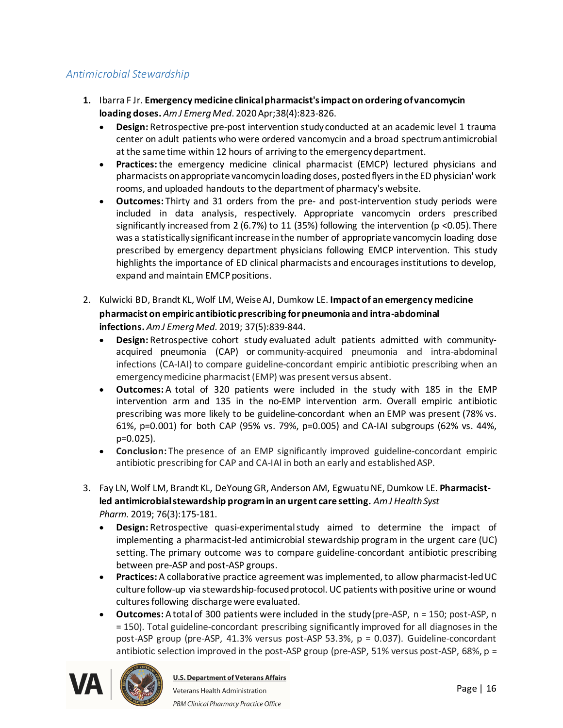## *Antimicrobial Stewardship*

1. Ibarra F Jr. **Emergency medicine clinical pharmacist's impact on ordering of vancomycin loading doses.** *Am J Emerg Med*. 2020 Apr;38(4):823-826.
   - **Design:** Retrospective pre-post intervention study conducted at an academic level 1 trauma center on adult patients who were ordered vancomycin and a broad spectrum antimicrobial at the same time within 12 hours of arriving to the emergency department.
   - **Practices:** the emergency medicine clinical pharmacist (EMCP) lectured physicians and pharmacists on appropriate vancomycin loading doses, posted flyers in the ED physician' work rooms, and uploaded handouts to the department of pharmacy's website.
   - **Outcomes:** Thirty and 31 orders from the pre- and post-intervention study periods were included in data analysis, respectively. Appropriate vancomycin orders prescribed significantly increased from 2 (6.7%) to 11 (35%) following the intervention ($p < 0.05$). There was a statistically significant increase in the number of appropriate vancomycin loading dose prescribed by emergency department physicians following EMCP intervention. This study highlights the importance of ED clinical pharmacists and encourages institutions to develop, expand and maintain EMCP positions.

2. Kulwicki BD, Brandt KL, Wolf LM, Weise AJ, Dumkow LE. **Impact of an emergency medicine pharmacist on empiric antibiotic prescribing for pneumonia and intra-abdominal infections.** *Am J Emerg Med*. 2019; 37(5):839-844.
   - **Design:** Retrospective cohort study evaluated adult patients admitted with community-acquired pneumonia (CAP) or community-acquired pneumonia and intra-abdominal infections (CA-IAI) to compare guideline-concordant empiric antibiotic prescribing when an emergency medicine pharmacist (EMP) was present versus absent.
   - **Outcomes:** A total of 320 patients were included in the study with 185 in the EMP intervention arm and 135 in the no-EMP intervention arm. Overall empiric antibiotic prescribing was more likely to be guideline-concordant when an EMP was present (78% vs. 61%, $p=0.001$) for both CAP (95% vs. 79%, $p=0.005$) and CA-IAI subgroups (62% vs. 44%, $p=0.025$).
   - **Conclusion:** The presence of an EMP significantly improved guideline-concordant empiric antibiotic prescribing for CAP and CA-IAI in both an early and established ASP.

3. Fay LN, Wolf LM, Brandt KL, DeYoung GR, Anderson AM, Egwuatu NE, Dumkow LE. **Pharmacist-led antimicrobial stewardship program in an urgent care setting.** *Am J Health Syst Pharm.* 2019; 76(3):175-181.
   - **Design:** Retrospective quasi-experimental study aimed to determine the impact of implementing a pharmacist-led antimicrobial stewardship program in the urgent care (UC) setting. The primary outcome was to compare guideline-concordant antibiotic prescribing between pre-ASP and post-ASP groups.
   - **Practices:** A collaborative practice agreement was implemented, to allow pharmacist-led UC culture follow-up via stewardship-focused protocol. UC patients with positive urine or wound cultures following discharge were evaluated.
   - **Outcomes:** A total of 300 patients were included in the study (pre-ASP, n = 150; post-ASP, n = 150). Total guideline-concordant prescribing significantly improved for all diagnoses in the post-ASP group (pre-ASP, 41.3% versus post-ASP 53.3%, $p = 0.037$). Guideline-concordant antibiotic selection improved in the post-ASP group (pre-ASP, 51% versus post-ASP, 68%, p =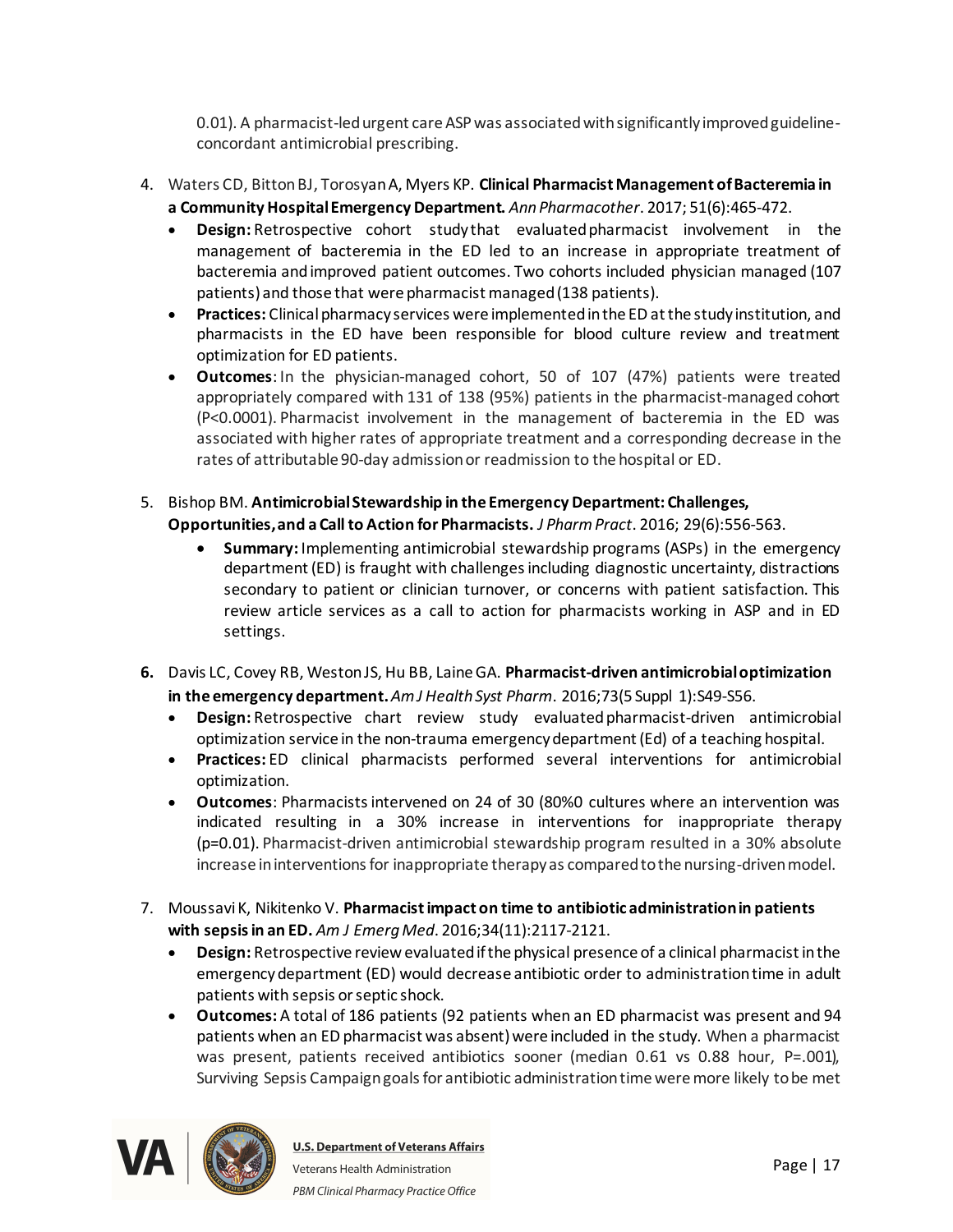0.01). A pharmacist-led urgent care ASP was associated with significantly improved guideline-concordant antimicrobial prescribing.

4. Waters CD, Bitton BJ, Torosyan A, Myers KP. **Clinical Pharmacist Management of Bacteremia in a Community Hospital Emergency Department.** *Ann Pharmacother*. 2017; 51(6):465-472.
   - **Design:** Retrospective cohort study that evaluated pharmacist involvement in the management of bacteremia in the ED led to an increase in appropriate treatment of bacteremia and improved patient outcomes. Two cohorts included physician managed (107 patients) and those that were pharmacist managed (138 patients).
   - **Practices:** Clinical pharmacy services were implemented in the ED at the study institution, and pharmacists in the ED have been responsible for blood culture review and treatment optimization for ED patients.
   - **Outcomes**: In the physician-managed cohort, 50 of 107 (47%) patients were treated appropriately compared with 131 of 138 (95%) patients in the pharmacist-managed cohort (P<0.0001). Pharmacist involvement in the management of bacteremia in the ED was associated with higher rates of appropriate treatment and a corresponding decrease in the rates of attributable 90-day admission or readmission to the hospital or ED.

5. Bishop BM. **Antimicrobial Stewardship in the Emergency Department: Challenges, Opportunities, and a Call to Action for Pharmacists.** *J Pharm Pract*. 2016; 29(6):556-563.
   - **Summary:** Implementing antimicrobial stewardship programs (ASPs) in the emergency department (ED) is fraught with challenges including diagnostic uncertainty, distractions secondary to patient or clinician turnover, or concerns with patient satisfaction. This review article services as a call to action for pharmacists working in ASP and in ED settings.

6. Davis LC, Covey RB, Weston JS, Hu BB, Laine GA. **Pharmacist-driven antimicrobial optimization in the emergency department.** *Am J Health Syst Pharm*. 2016;73(5 Suppl 1):S49-S56.
   - **Design:** Retrospective chart review study evaluated pharmacist-driven antimicrobial optimization service in the non-trauma emergency department (Ed) of a teaching hospital.
   - **Practices:** ED clinical pharmacists performed several interventions for antimicrobial optimization.
   - **Outcomes**: Pharmacists intervened on 24 of 30 (80%0 cultures where an intervention was indicated resulting in a 30% increase in interventions for inappropriate therapy (p=0.01). Pharmacist-driven antimicrobial stewardship program resulted in a 30% absolute increase in interventions for inappropriate therapy as compared to the nursing-driven model.

7. Moussavi K, Nikitenko V. **Pharmacist impact on time to antibiotic administration in patients with sepsis in an ED.** *Am J Emerg Med*. 2016;34(11):2117-2121.
   - **Design:** Retrospective review evaluated if the physical presence of a clinical pharmacist in the emergency department (ED) would decrease antibiotic order to administration time in adult patients with sepsis or septic shock.
   - **Outcomes:** A total of 186 patients (92 patients when an ED pharmacist was present and 94 patients when an ED pharmacist was absent) were included in the study. When a pharmacist was present, patients received antibiotics sooner (median 0.61 vs 0.88 hour, P=.001), Surviving Sepsis Campaign goals for antibiotic administration time were more likely to be met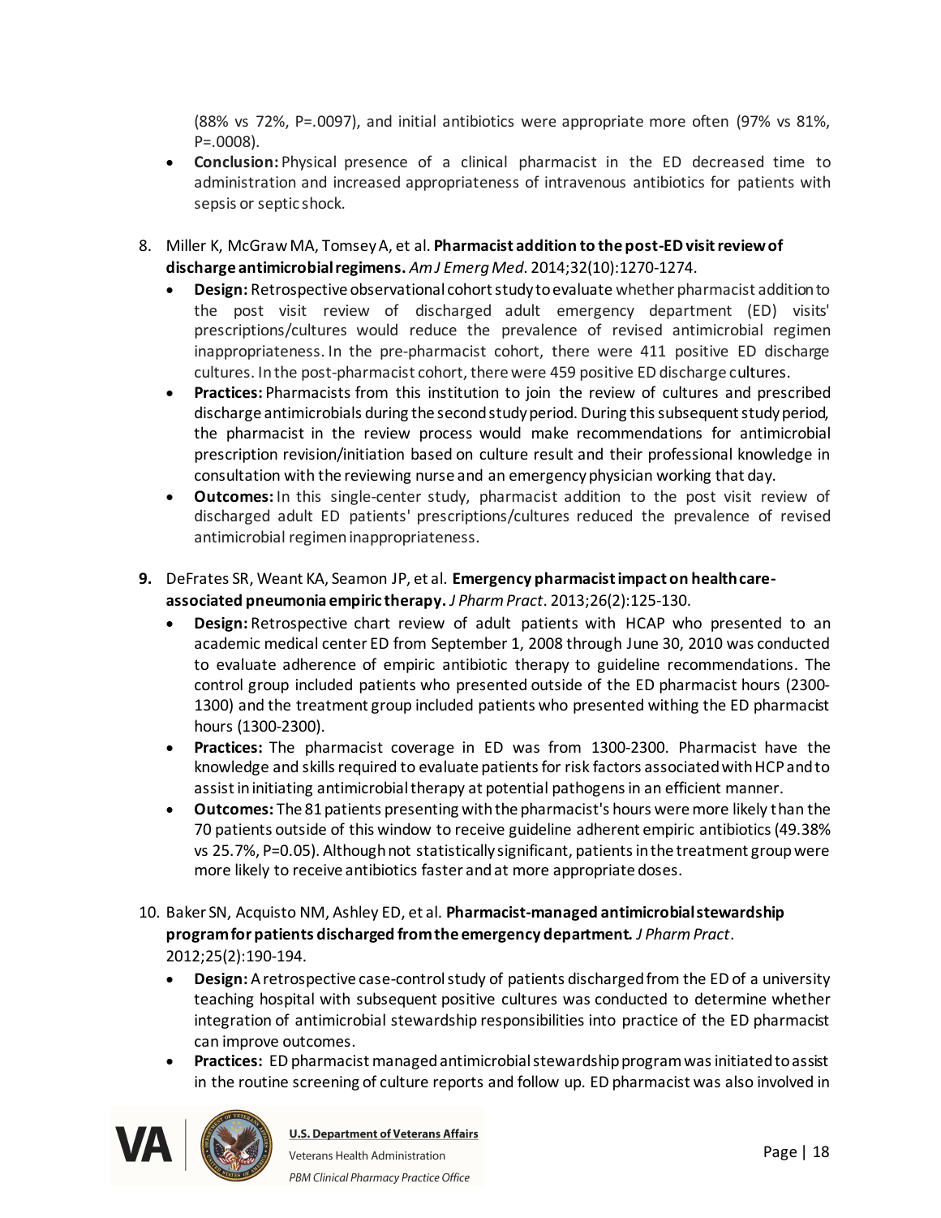(88% vs 72%, P=.0097), and initial antibiotics were appropriate more often (97% vs 81%, P=.0008).

- **Conclusion:** Physical presence of a clinical pharmacist in the ED decreased time to administration and increased appropriateness of intravenous antibiotics for patients with sepsis or septic shock.

8. Miller K, McGraw MA, Tomsey A, et al. **Pharmacist addition to the post-ED visit review of discharge antimicrobial regimens.** *Am J Emerg Med*. 2014;32(10):1270-1274.
    - **Design:** Retrospective observational cohort study to evaluate whether pharmacist addition to the post visit review of discharged adult emergency department (ED) visits' prescriptions/cultures would reduce the prevalence of revised antimicrobial regimen inappropriateness. In the pre-pharmacist cohort, there were 411 positive ED discharge cultures. In the post-pharmacist cohort, there were 459 positive ED discharge cultures.
    - **Practices:** Pharmacists from this institution to join the review of cultures and prescribed discharge antimicrobials during the second study period. During this subsequent study period, the pharmacist in the review process would make recommendations for antimicrobial prescription revision/initiation based on culture result and their professional knowledge in consultation with the reviewing nurse and an emergency physician working that day.
    - **Outcomes:** In this single-center study, pharmacist addition to the post visit review of discharged adult ED patients' prescriptions/cultures reduced the prevalence of revised antimicrobial regimen inappropriateness.

9. DeFrates SR, Weant KA, Seamon JP, et al. **Emergency pharmacist impact on health care-associated pneumonia empiric therapy.** *J Pharm Pract*. 2013;26(2):125-130.
    - **Design:** Retrospective chart review of adult patients with HCAP who presented to an academic medical center ED from September 1, 2008 through June 30, 2010 was conducted to evaluate adherence of empiric antibiotic therapy to guideline recommendations. The control group included patients who presented outside of the ED pharmacist hours (2300-1300) and the treatment group included patients who presented withing the ED pharmacist hours (1300-2300).
    - **Practices:** The pharmacist coverage in ED was from 1300-2300. Pharmacist have the knowledge and skills required to evaluate patients for risk factors associated with HCP and to assist in initiating antimicrobial therapy at potential pathogens in an efficient manner.
    - **Outcomes:** The 81 patients presenting with the pharmacist's hours were more likely than the 70 patients outside of this window to receive guideline adherent empiric antibiotics (49.38% vs 25.7%, P=0.05). Although not statistically significant, patients in the treatment group were more likely to receive antibiotics faster and at more appropriate doses.

10. Baker SN, Acquisto NM, Ashley ED, et al. **Pharmacist-managed antimicrobial stewardship program for patients discharged from the emergency department.** *J Pharm Pract*. 2012;25(2):190-194.
    - **Design:** A retrospective case-control study of patients discharged from the ED of a university teaching hospital with subsequent positive cultures was conducted to determine whether integration of antimicrobial stewardship responsibilities into practice of the ED pharmacist can improve outcomes.
    - **Practices:** ED pharmacist managed antimicrobial stewardship program was initiated to assist in the routine screening of culture reports and follow up. ED pharmacist was also involved in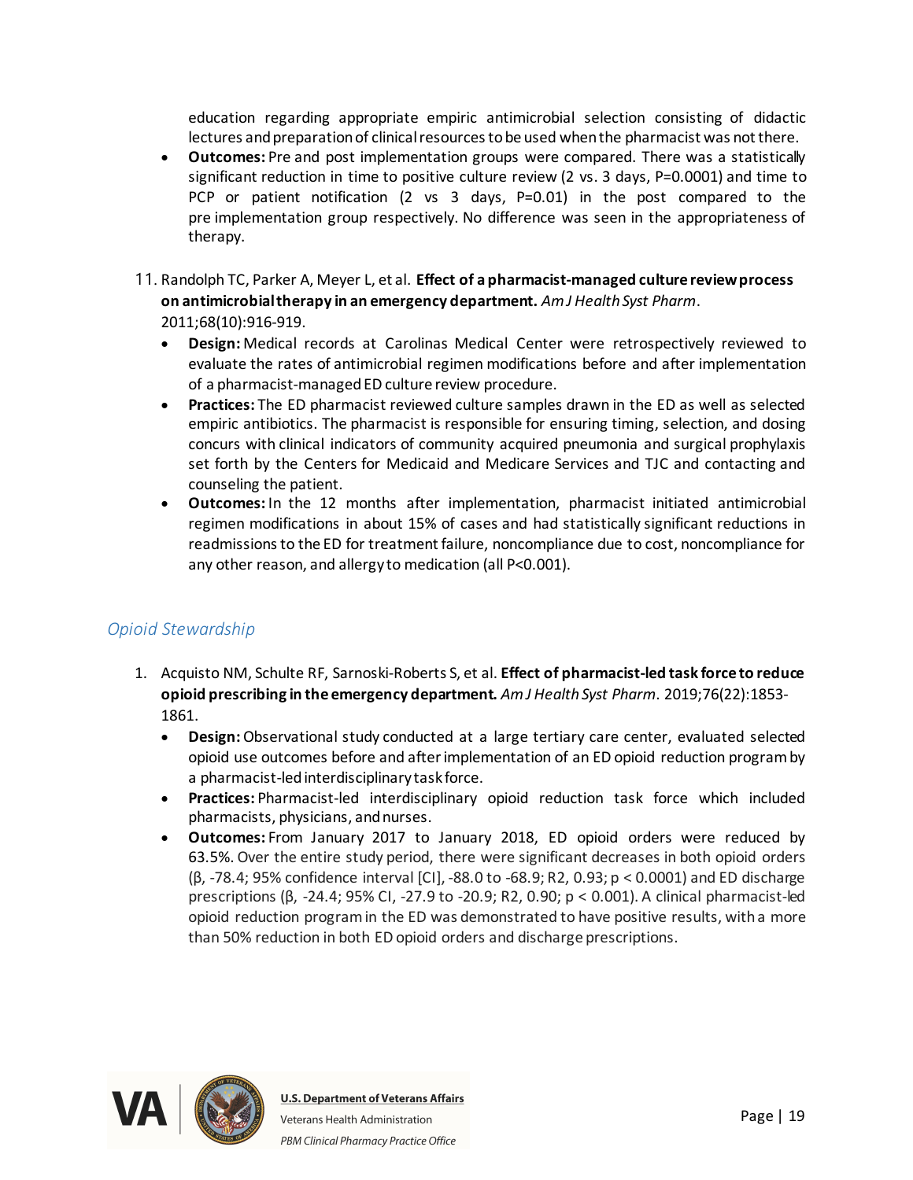education regarding appropriate empiric antimicrobial selection consisting of didactic lectures and preparation of clinical resources to be used when the pharmacist was not there.
- **Outcomes:** Pre and post implementation groups were compared. There was a statistically significant reduction in time to positive culture review (2 vs. 3 days, P=0.0001) and time to PCP or patient notification (2 vs 3 days, P=0.01) in the post compared to the pre implementation group respectively. No difference was seen in the appropriateness of therapy.

11. Randolph TC, Parker A, Meyer L, et al. **Effect of a pharmacist-managed culture review process on antimicrobial therapy in an emergency department.** *Am J Health Syst Pharm*. 2011;68(10):916-919.
    - **Design:** Medical records at Carolinas Medical Center were retrospectively reviewed to evaluate the rates of antimicrobial regimen modifications before and after implementation of a pharmacist-managed ED culture review procedure.
    - **Practices:** The ED pharmacist reviewed culture samples drawn in the ED as well as selected empiric antibiotics. The pharmacist is responsible for ensuring timing, selection, and dosing concurs with clinical indicators of community acquired pneumonia and surgical prophylaxis set forth by the Centers for Medicaid and Medicare Services and TJC and contacting and counseling the patient.
    - **Outcomes:** In the 12 months after implementation, pharmacist initiated antimicrobial regimen modifications in about 15% of cases and had statistically significant reductions in readmissions to the ED for treatment failure, noncompliance due to cost, noncompliance for any other reason, and allergy to medication (all P<0.001).

## *Opioid Stewardship*

1. Acquisto NM, Schulte RF, Sarnoski-Roberts S, et al. **Effect of pharmacist-led task force to reduce opioid prescribing in the emergency department.** *Am J Health Syst Pharm*. 2019;76(22):1853-1861.
    - **Design:** Observational study conducted at a large tertiary care center, evaluated selected opioid use outcomes before and after implementation of an ED opioid reduction program by a pharmacist-led interdisciplinary task force.
    - **Practices:** Pharmacist-led interdisciplinary opioid reduction task force which included pharmacists, physicians, and nurses.
    - **Outcomes:** From January 2017 to January 2018, ED opioid orders were reduced by 63.5%. Over the entire study period, there were significant decreases in both opioid orders (β, -78.4; 95% confidence interval [CI], -88.0 to -68.9; R2, 0.93; p < 0.0001) and ED discharge prescriptions (β, -24.4; 95% CI, -27.9 to -20.9; R2, 0.90; p < 0.001). A clinical pharmacist-led opioid reduction program in the ED was demonstrated to have positive results, with a more than 50% reduction in both ED opioid orders and discharge prescriptions.